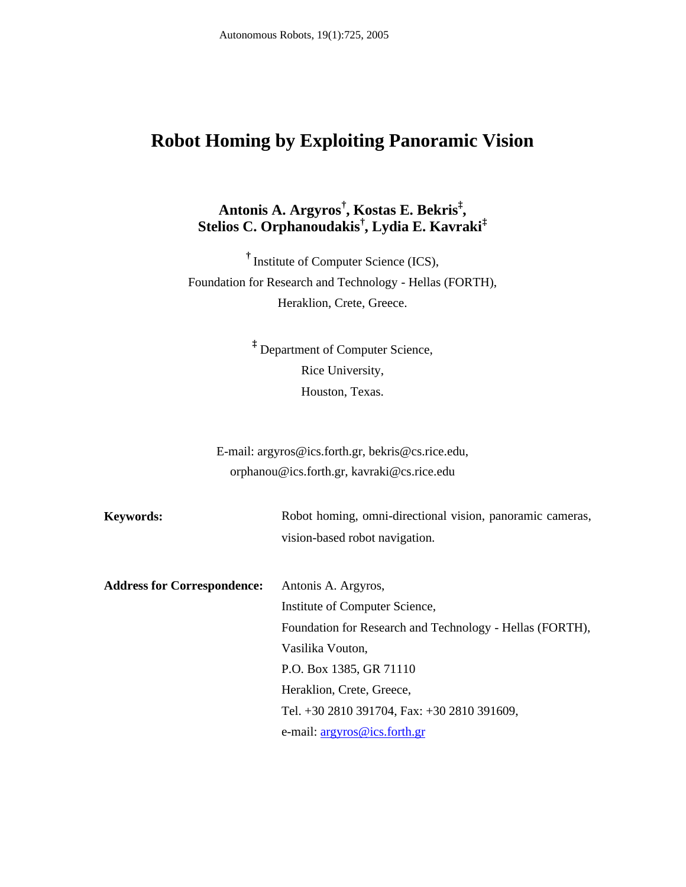Autonomous Robots, 19(1):725, 2005

# Robot Homing by Exploiting Panoramic Vision

**Antonis A. Argyros[†], Kostas E. Bekris[‡], Stelios C. Orphanoudakis[†], Lydia E. Kavraki[‡]**

[†] Institute of Computer Science (ICS),
Foundation for Research and Technology - Hellas (FORTH),
Heraklion, Crete, Greece.

[‡] Department of Computer Science,
Rice University,
Houston, Texas.

E-mail: argyros@ics.forth.gr, bekris@cs.rice.edu,
orphanou@ics.forth.gr, kavraki@cs.rice.edu

**Keywords:** Robot homing, omni-directional vision, panoramic cameras, vision-based robot navigation.

**Address for Correspondence:** Antonis A. Argyros,
Institute of Computer Science,
Foundation for Research and Technology - Hellas (FORTH),
Vasilika Vouton,
P.O. Box 1385, GR 71110
Heraklion, Crete, Greece,
Tel. +30 2810 391704, Fax: +30 2810 391609,
e-mail: argyros@ics.forth.gr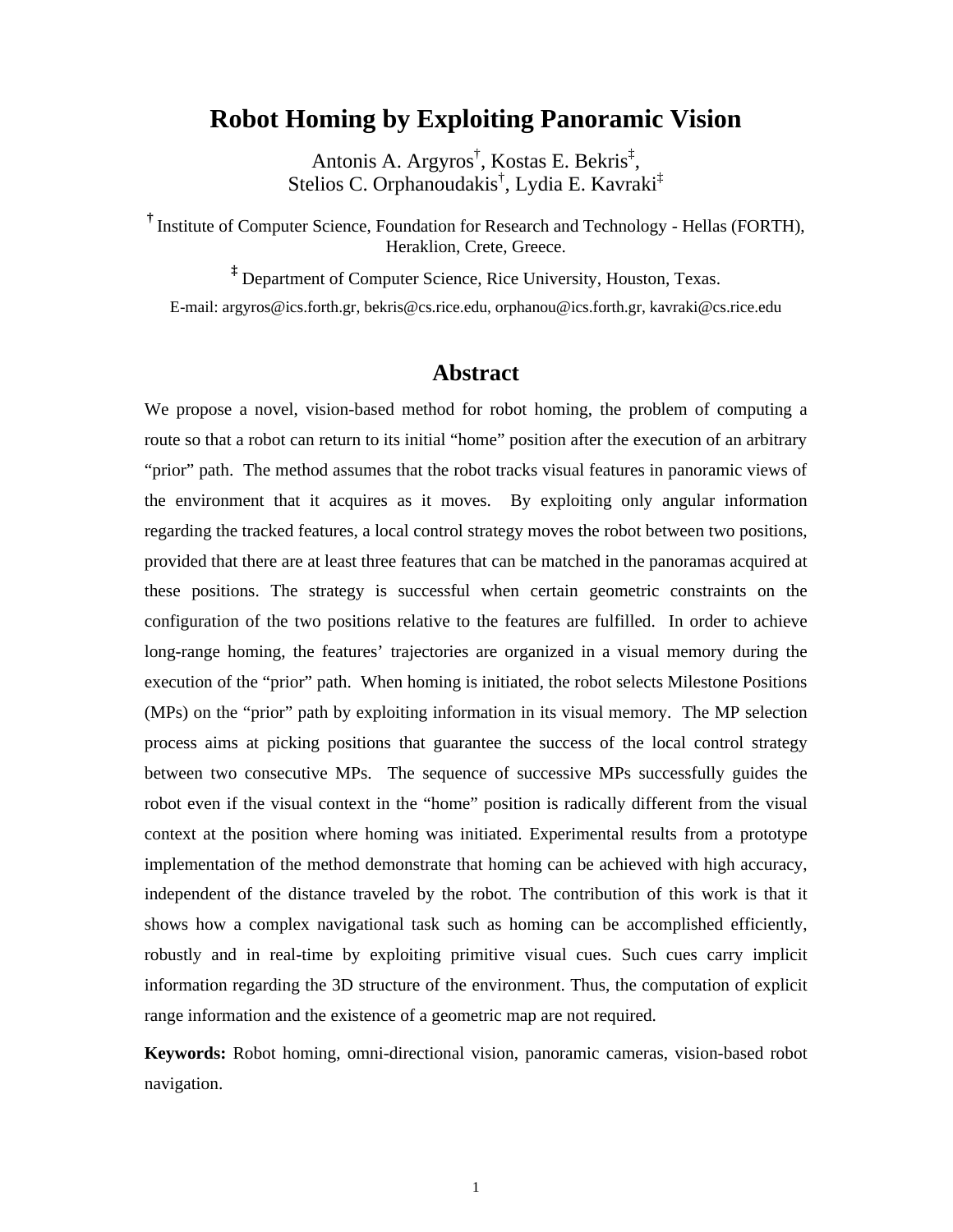# Robot Homing by Exploiting Panoramic Vision

Antonis A. Argyros[†], Kostas E. Bekris[‡],
Stelios C. Orphanoudakis[†], Lydia E. Kavraki[‡]

[†] Institute of Computer Science, Foundation for Research and Technology - Hellas (FORTH), Heraklion, Crete, Greece.

[‡] Department of Computer Science, Rice University, Houston, Texas.

E-mail: argyros@ics.forth.gr, bekris@cs.rice.edu, orphanou@ics.forth.gr, kavraki@cs.rice.edu

## Abstract

We propose a novel, vision-based method for robot homing, the problem of computing a route so that a robot can return to its initial "home" position after the execution of an arbitrary "prior" path. The method assumes that the robot tracks visual features in panoramic views of the environment that it acquires as it moves. By exploiting only angular information regarding the tracked features, a local control strategy moves the robot between two positions, provided that there are at least three features that can be matched in the panoramas acquired at these positions. The strategy is successful when certain geometric constraints on the configuration of the two positions relative to the features are fulfilled. In order to achieve long-range homing, the features' trajectories are organized in a visual memory during the execution of the "prior" path. When homing is initiated, the robot selects Milestone Positions (MPs) on the "prior" path by exploiting information in its visual memory. The MP selection process aims at picking positions that guarantee the success of the local control strategy between two consecutive MPs. The sequence of successive MPs successfully guides the robot even if the visual context in the "home" position is radically different from the visual context at the position where homing was initiated. Experimental results from a prototype implementation of the method demonstrate that homing can be achieved with high accuracy, independent of the distance traveled by the robot. The contribution of this work is that it shows how a complex navigational task such as homing can be accomplished efficiently, robustly and in real-time by exploiting primitive visual cues. Such cues carry implicit information regarding the 3D structure of the environment. Thus, the computation of explicit range information and the existence of a geometric map are not required.

**Keywords:** Robot homing, omni-directional vision, panoramic cameras, vision-based robot navigation.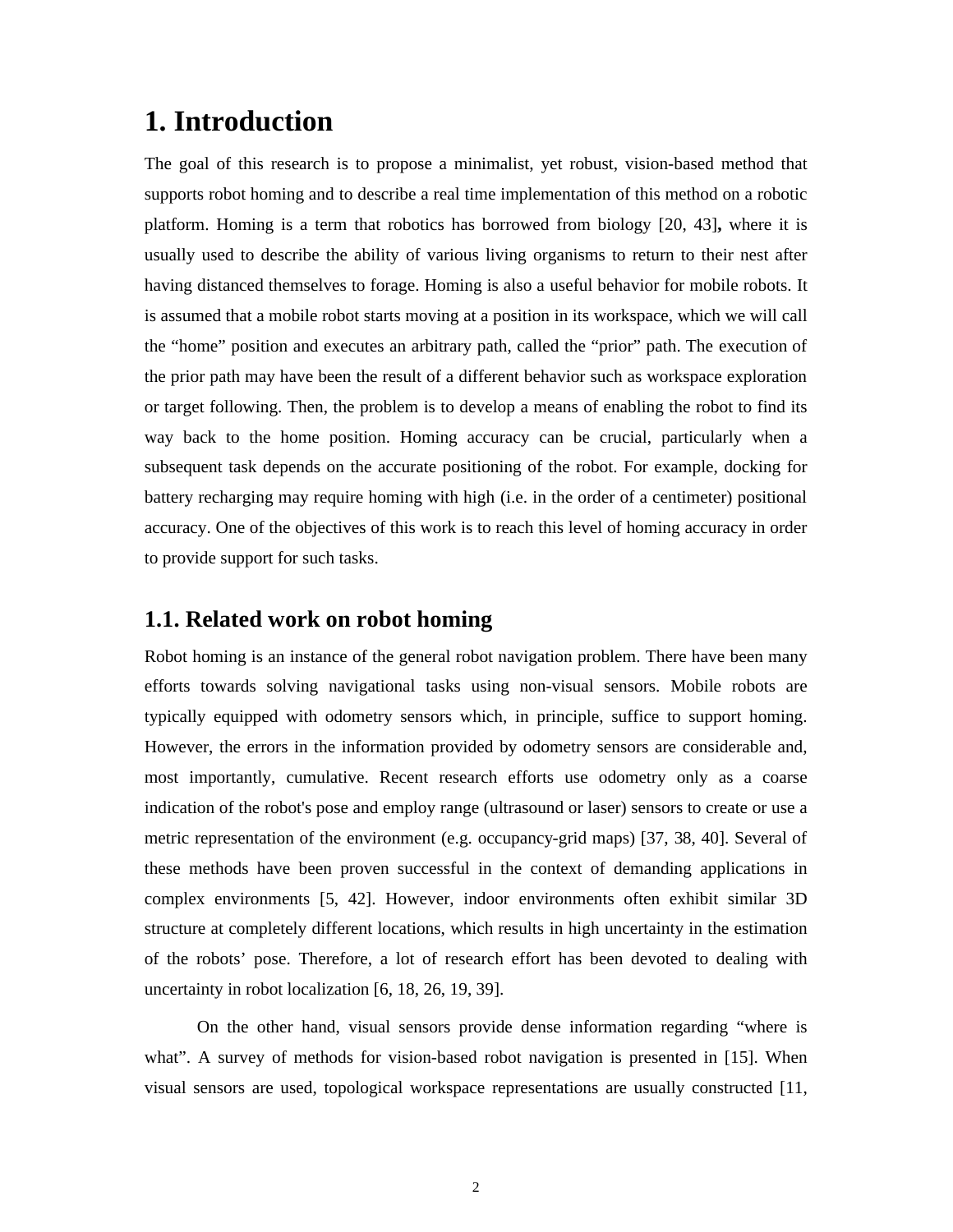# 1. Introduction

The goal of this research is to propose a minimalist, yet robust, vision-based method that supports robot homing and to describe a real time implementation of this method on a robotic platform. Homing is a term that robotics has borrowed from biology [20, 43]**,** where it is usually used to describe the ability of various living organisms to return to their nest after having distanced themselves to forage. Homing is also a useful behavior for mobile robots. It is assumed that a mobile robot starts moving at a position in its workspace, which we will call the “home” position and executes an arbitrary path, called the “prior” path. The execution of the prior path may have been the result of a different behavior such as workspace exploration or target following. Then, the problem is to develop a means of enabling the robot to find its way back to the home position. Homing accuracy can be crucial, particularly when a subsequent task depends on the accurate positioning of the robot. For example, docking for battery recharging may require homing with high (i.e. in the order of a centimeter) positional accuracy. One of the objectives of this work is to reach this level of homing accuracy in order to provide support for such tasks.

## 1.1. Related work on robot homing

Robot homing is an instance of the general robot navigation problem. There have been many efforts towards solving navigational tasks using non-visual sensors. Mobile robots are typically equipped with odometry sensors which, in principle, suffice to support homing. However, the errors in the information provided by odometry sensors are considerable and, most importantly, cumulative. Recent research efforts use odometry only as a coarse indication of the robot's pose and employ range (ultrasound or laser) sensors to create or use a metric representation of the environment (e.g. occupancy-grid maps) [37, 38, 40]. Several of these methods have been proven successful in the context of demanding applications in complex environments [5, 42]. However, indoor environments often exhibit similar 3D structure at completely different locations, which results in high uncertainty in the estimation of the robots’ pose. Therefore, a lot of research effort has been devoted to dealing with uncertainty in robot localization [6, 18, 26, 19, 39].

On the other hand, visual sensors provide dense information regarding “where is what”. A survey of methods for vision-based robot navigation is presented in [15]. When visual sensors are used, topological workspace representations are usually constructed [11,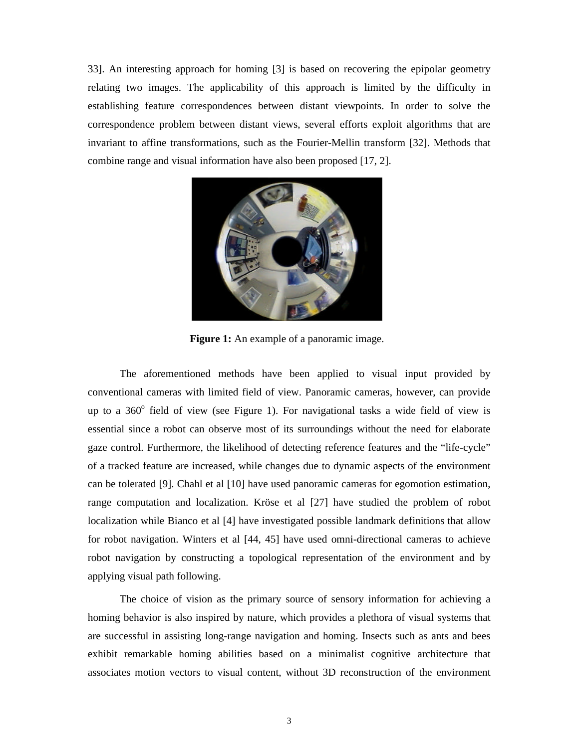33]. An interesting approach for homing [3] is based on recovering the epipolar geometry relating two images. The applicability of this approach is limited by the difficulty in establishing feature correspondences between distant viewpoints. In order to solve the correspondence problem between distant views, several efforts exploit algorithms that are invariant to affine transformations, such as the Fourier-Mellin transform [32]. Methods that combine range and visual information have also been proposed [17, 2].

**Figure 1:** An example of a panoramic image.

The aforementioned methods have been applied to visual input provided by conventional cameras with limited field of view. Panoramic cameras, however, can provide up to a $360^o$ field of view (see Figure 1). For navigational tasks a wide field of view is essential since a robot can observe most of its surroundings without the need for elaborate gaze control. Furthermore, the likelihood of detecting reference features and the "life-cycle" of a tracked feature are increased, while changes due to dynamic aspects of the environment can be tolerated [9]. Chahl et al [10] have used panoramic cameras for egomotion estimation, range computation and localization. Kröse et al [27] have studied the problem of robot localization while Bianco et al [4] have investigated possible landmark definitions that allow for robot navigation. Winters et al [44, 45] have used omni-directional cameras to achieve robot navigation by constructing a topological representation of the environment and by applying visual path following.

The choice of vision as the primary source of sensory information for achieving a homing behavior is also inspired by nature, which provides a plethora of visual systems that are successful in assisting long-range navigation and homing. Insects such as ants and bees exhibit remarkable homing abilities based on a minimalist cognitive architecture that associates motion vectors to visual content, without 3D reconstruction of the environment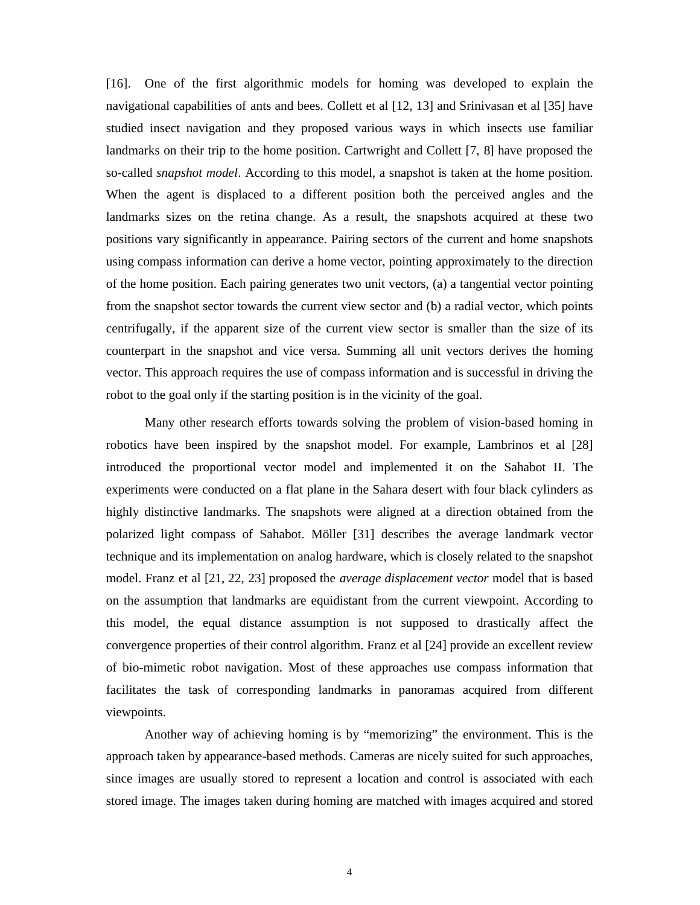[16]. One of the first algorithmic models for homing was developed to explain the navigational capabilities of ants and bees. Collett et al [12, 13] and Srinivasan et al [35] have studied insect navigation and they proposed various ways in which insects use familiar landmarks on their trip to the home position. Cartwright and Collett [7, 8] have proposed the so-called *snapshot model*. According to this model, a snapshot is taken at the home position. When the agent is displaced to a different position both the perceived angles and the landmarks sizes on the retina change. As a result, the snapshots acquired at these two positions vary significantly in appearance. Pairing sectors of the current and home snapshots using compass information can derive a home vector, pointing approximately to the direction of the home position. Each pairing generates two unit vectors, (a) a tangential vector pointing from the snapshot sector towards the current view sector and (b) a radial vector, which points centrifugally, if the apparent size of the current view sector is smaller than the size of its counterpart in the snapshot and vice versa. Summing all unit vectors derives the homing vector. This approach requires the use of compass information and is successful in driving the robot to the goal only if the starting position is in the vicinity of the goal.

Many other research efforts towards solving the problem of vision-based homing in robotics have been inspired by the snapshot model. For example, Lambrinos et al [28] introduced the proportional vector model and implemented it on the Sahabot II. The experiments were conducted on a flat plane in the Sahara desert with four black cylinders as highly distinctive landmarks. The snapshots were aligned at a direction obtained from the polarized light compass of Sahabot. Möller [31] describes the average landmark vector technique and its implementation on analog hardware, which is closely related to the snapshot model. Franz et al [21, 22, 23] proposed the *average displacement vector* model that is based on the assumption that landmarks are equidistant from the current viewpoint. According to this model, the equal distance assumption is not supposed to drastically affect the convergence properties of their control algorithm. Franz et al [24] provide an excellent review of bio-mimetic robot navigation. Most of these approaches use compass information that facilitates the task of corresponding landmarks in panoramas acquired from different viewpoints.

Another way of achieving homing is by "memorizing" the environment. This is the approach taken by appearance-based methods. Cameras are nicely suited for such approaches, since images are usually stored to represent a location and control is associated with each stored image. The images taken during homing are matched with images acquired and stored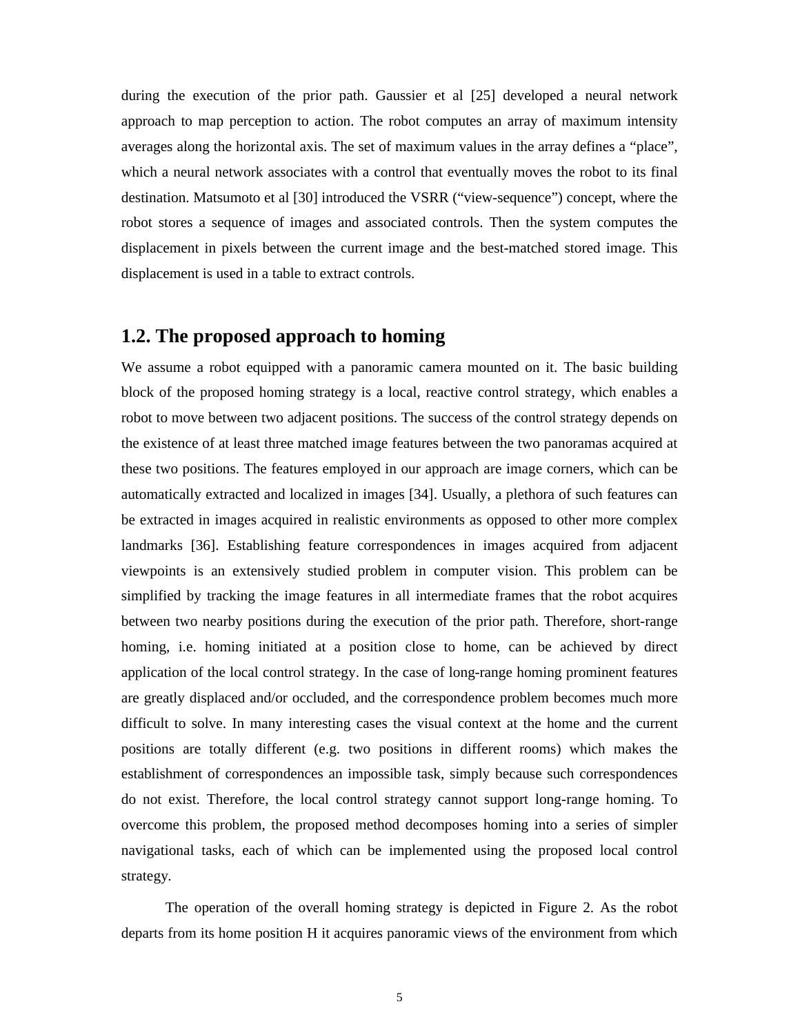during the execution of the prior path. Gaussier et al [25] developed a neural network approach to map perception to action. The robot computes an array of maximum intensity averages along the horizontal axis. The set of maximum values in the array defines a "place", which a neural network associates with a control that eventually moves the robot to its final destination. Matsumoto et al [30] introduced the VSRR ("view-sequence") concept, where the robot stores a sequence of images and associated controls. Then the system computes the displacement in pixels between the current image and the best-matched stored image. This displacement is used in a table to extract controls.

## 1.2. The proposed approach to homing

We assume a robot equipped with a panoramic camera mounted on it. The basic building block of the proposed homing strategy is a local, reactive control strategy, which enables a robot to move between two adjacent positions. The success of the control strategy depends on the existence of at least three matched image features between the two panoramas acquired at these two positions. The features employed in our approach are image corners, which can be automatically extracted and localized in images [34]. Usually, a plethora of such features can be extracted in images acquired in realistic environments as opposed to other more complex landmarks [36]. Establishing feature correspondences in images acquired from adjacent viewpoints is an extensively studied problem in computer vision. This problem can be simplified by tracking the image features in all intermediate frames that the robot acquires between two nearby positions during the execution of the prior path. Therefore, short-range homing, i.e. homing initiated at a position close to home, can be achieved by direct application of the local control strategy. In the case of long-range homing prominent features are greatly displaced and/or occluded, and the correspondence problem becomes much more difficult to solve. In many interesting cases the visual context at the home and the current positions are totally different (e.g. two positions in different rooms) which makes the establishment of correspondences an impossible task, simply because such correspondences do not exist. Therefore, the local control strategy cannot support long-range homing. To overcome this problem, the proposed method decomposes homing into a series of simpler navigational tasks, each of which can be implemented using the proposed local control strategy.

The operation of the overall homing strategy is depicted in Figure 2. As the robot departs from its home position H it acquires panoramic views of the environment from which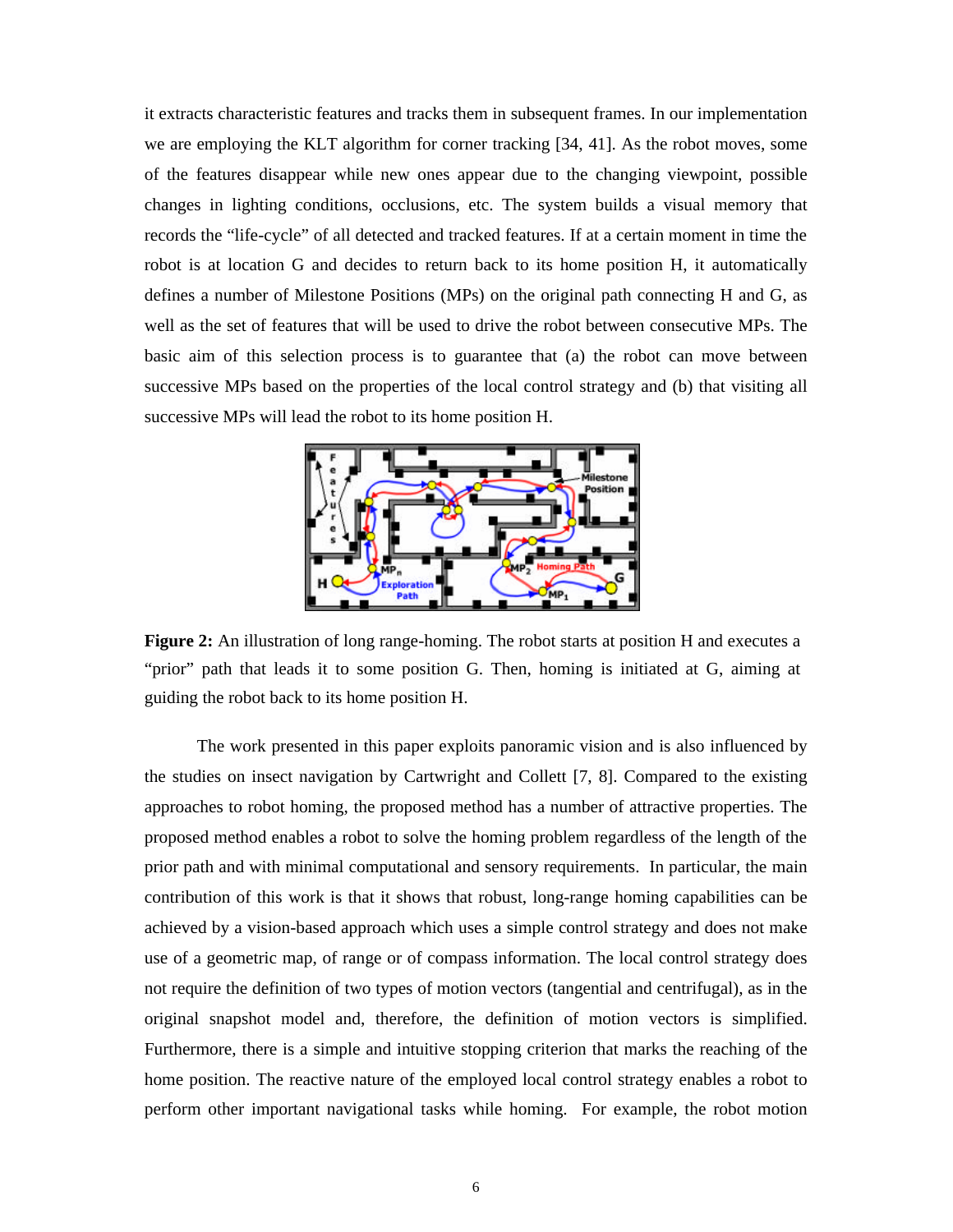it extracts characteristic features and tracks them in subsequent frames. In our implementation we are employing the KLT algorithm for corner tracking [34, 41]. As the robot moves, some of the features disappear while new ones appear due to the changing viewpoint, possible changes in lighting conditions, occlusions, etc. The system builds a visual memory that records the "life-cycle" of all detected and tracked features. If at a certain moment in time the robot is at location G and decides to return back to its home position H, it automatically defines a number of Milestone Positions (MPs) on the original path connecting H and G, as well as the set of features that will be used to drive the robot between consecutive MPs. The basic aim of this selection process is to guarantee that (a) the robot can move between successive MPs based on the properties of the local control strategy and (b) that visiting all successive MPs will lead the robot to its home position H.

**Figure 2:** An illustration of long range-homing. The robot starts at position H and executes a "prior" path that leads it to some position G. Then, homing is initiated at G, aiming at guiding the robot back to its home position H.

The work presented in this paper exploits panoramic vision and is also influenced by the studies on insect navigation by Cartwright and Collett [7, 8]. Compared to the existing approaches to robot homing, the proposed method has a number of attractive properties. The proposed method enables a robot to solve the homing problem regardless of the length of the prior path and with minimal computational and sensory requirements. In particular, the main contribution of this work is that it shows that robust, long-range homing capabilities can be achieved by a vision-based approach which uses a simple control strategy and does not make use of a geometric map, of range or of compass information. The local control strategy does not require the definition of two types of motion vectors (tangential and centrifugal), as in the original snapshot model and, therefore, the definition of motion vectors is simplified. Furthermore, there is a simple and intuitive stopping criterion that marks the reaching of the home position. The reactive nature of the employed local control strategy enables a robot to perform other important navigational tasks while homing. For example, the robot motion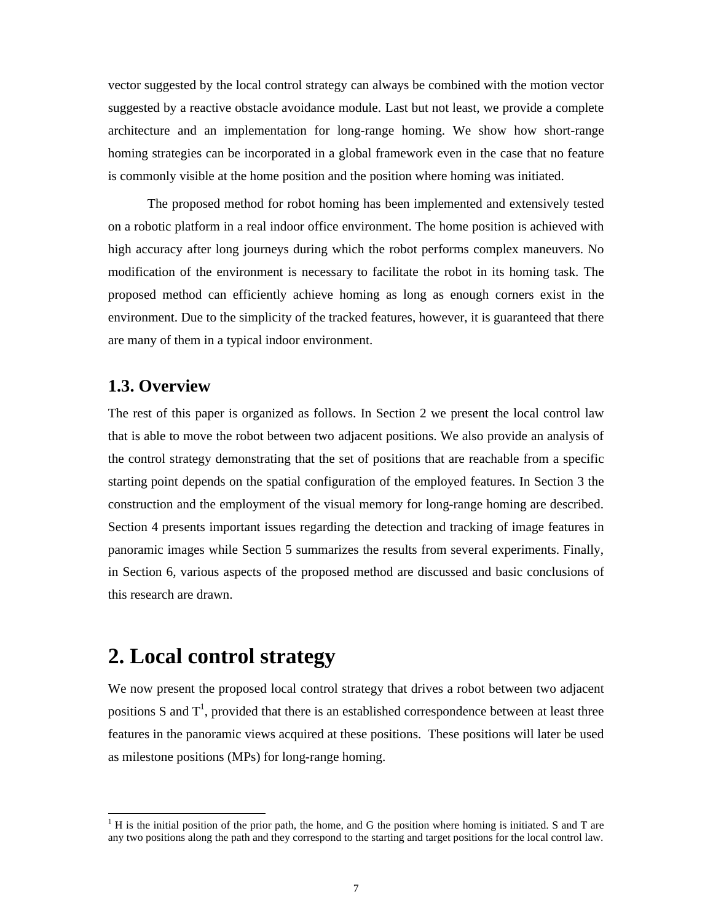vector suggested by the local control strategy can always be combined with the motion vector suggested by a reactive obstacle avoidance module. Last but not least, we provide a complete architecture and an implementation for long-range homing. We show how short-range homing strategies can be incorporated in a global framework even in the case that no feature is commonly visible at the home position and the position where homing was initiated.

The proposed method for robot homing has been implemented and extensively tested on a robotic platform in a real indoor office environment. The home position is achieved with high accuracy after long journeys during which the robot performs complex maneuvers. No modification of the environment is necessary to facilitate the robot in its homing task. The proposed method can efficiently achieve homing as long as enough corners exist in the environment. Due to the simplicity of the tracked features, however, it is guaranteed that there are many of them in a typical indoor environment.

## 1.3. Overview

The rest of this paper is organized as follows. In Section 2 we present the local control law that is able to move the robot between two adjacent positions. We also provide an analysis of the control strategy demonstrating that the set of positions that are reachable from a specific starting point depends on the spatial configuration of the employed features. In Section 3 the construction and the employment of the visual memory for long-range homing are described. Section 4 presents important issues regarding the detection and tracking of image features in panoramic images while Section 5 summarizes the results from several experiments. Finally, in Section 6, various aspects of the proposed method are discussed and basic conclusions of this research are drawn.

# 2. Local control strategy

We now present the proposed local control strategy that drives a robot between two adjacent positions S and T[1], provided that there is an established correspondence between at least three features in the panoramic views acquired at these positions. These positions will later be used as milestone positions (MPs) for long-range homing.

[1] H is the initial position of the prior path, the home, and G the position where homing is initiated. S and T are any two positions along the path and they correspond to the starting and target positions for the local control law.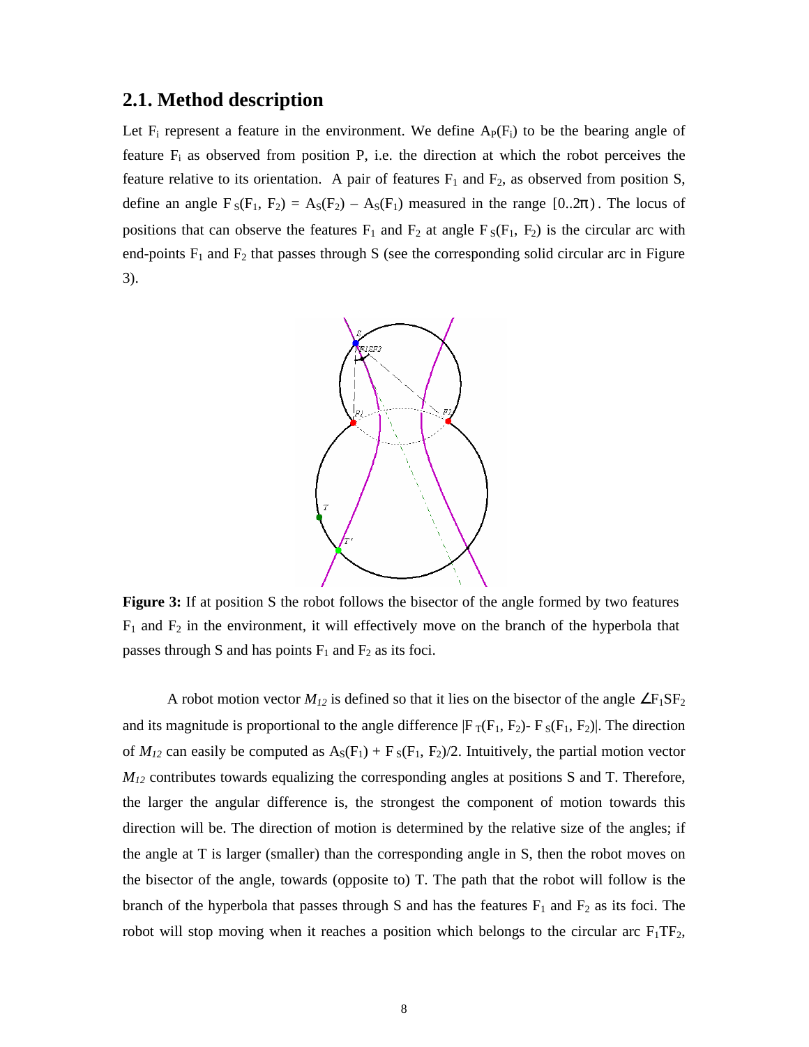## 2.1. Method description

Let $F_i$ represent a feature in the environment. We define $A_P(F_i)$ to be the bearing angle of feature $F_i$ as observed from position P, i.e. the direction at which the robot perceives the feature relative to its orientation. A pair of features $F_1$ and $F_2$, as observed from position S, define an angle $F_S(F_1, F_2) = A_S(F_2) - A_S(F_1)$ measured in the range $[0..2\pi)$. The locus of positions that can observe the features $F_1$ and $F_2$ at angle $F_S(F_1, F_2)$ is the circular arc with end-points $F_1$ and $F_2$ that passes through S (see the corresponding solid circular arc in Figure 3).

**Figure 3:** If at position S the robot follows the bisector of the angle formed by two features $F_1$ and $F_2$ in the environment, it will effectively move on the branch of the hyperbola that passes through S and has points $F_1$ and $F_2$ as its foci.

A robot motion vector $M_{12}$ is defined so that it lies on the bisector of the angle $\angle F_1SF_2$ and its magnitude is proportional to the angle difference $|F_T(F_1, F_2) - F_S(F_1, F_2)|$. The direction of $M_{12}$ can easily be computed as $A_S(F_1) + F_S(F_1, F_2)/2$. Intuitively, the partial motion vector $M_{12}$ contributes towards equalizing the corresponding angles at positions S and T. Therefore, the larger the angular difference is, the strongest the component of motion towards this direction will be. The direction of motion is determined by the relative size of the angles; if the angle at T is larger (smaller) than the corresponding angle in S, then the robot moves on the bisector of the angle, towards (opposite to) T. The path that the robot will follow is the branch of the hyperbola that passes through S and has the features $F_1$ and $F_2$ as its foci. The robot will stop moving when it reaches a position which belongs to the circular arc $F_1TF_2$,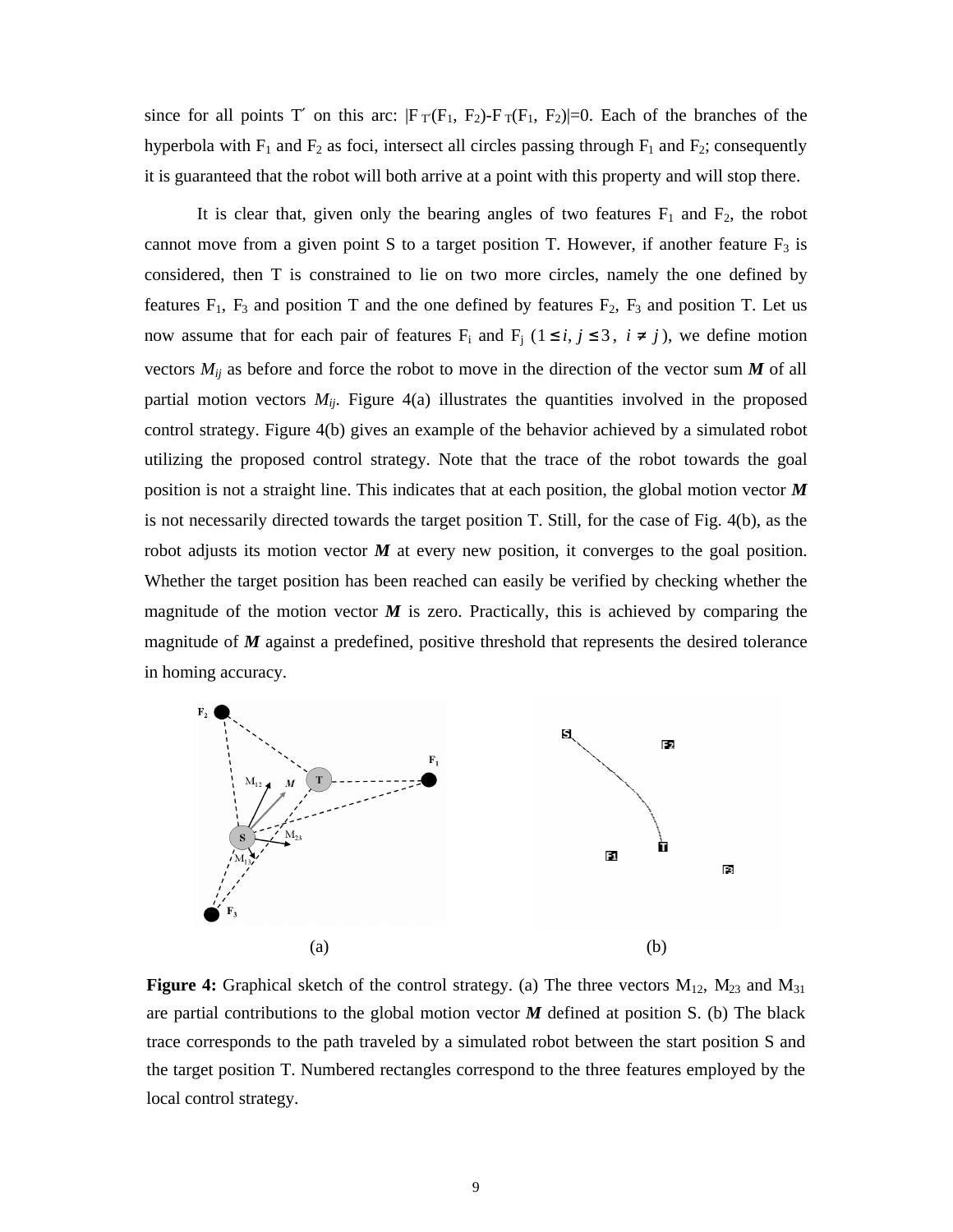since for all points T′ on this arc: $|F_{T'}(F_1, F_2)-F_T(F_1, F_2)|=0$. Each of the branches of the hyperbola with $F_1$ and $F_2$ as foci, intersect all circles passing through $F_1$ and $F_2$; consequently it is guaranteed that the robot will both arrive at a point with this property and will stop there.

It is clear that, given only the bearing angles of two features $F_1$ and $F_2$, the robot cannot move from a given point S to a target position T. However, if another feature $F_3$ is considered, then T is constrained to lie on two more circles, namely the one defined by features $F_1$, $F_3$ and position T and the one defined by features $F_2$, $F_3$ and position T. Let us now assume that for each pair of features $F_i$ and $F_j$ ($1 \leq i, j \leq 3$, $i \neq j$), we define motion vectors $M_{ij}$ as before and force the robot to move in the direction of the vector sum $\boldsymbol{M}$ of all partial motion vectors $M_{ij}$. Figure 4(a) illustrates the quantities involved in the proposed control strategy. Figure 4(b) gives an example of the behavior achieved by a simulated robot utilizing the proposed control strategy. Note that the trace of the robot towards the goal position is not a straight line. This indicates that at each position, the global motion vector $\boldsymbol{M}$ is not necessarily directed towards the target position T. Still, for the case of Fig. 4(b), as the robot adjusts its motion vector $\boldsymbol{M}$ at every new position, it converges to the goal position. Whether the target position has been reached can easily be verified by checking whether the magnitude of the motion vector $\boldsymbol{M}$ is zero. Practically, this is achieved by comparing the magnitude of $\boldsymbol{M}$ against a predefined, positive threshold that represents the desired tolerance in homing accuracy.

(a) (b)

**Figure 4:** Graphical sketch of the control strategy. (a) The three vectors $M_{12}$, $M_{23}$ and $M_{31}$ are partial contributions to the global motion vector $\boldsymbol{M}$ defined at position S. (b) The black trace corresponds to the path traveled by a simulated robot between the start position S and the target position T. Numbered rectangles correspond to the three features employed by the local control strategy.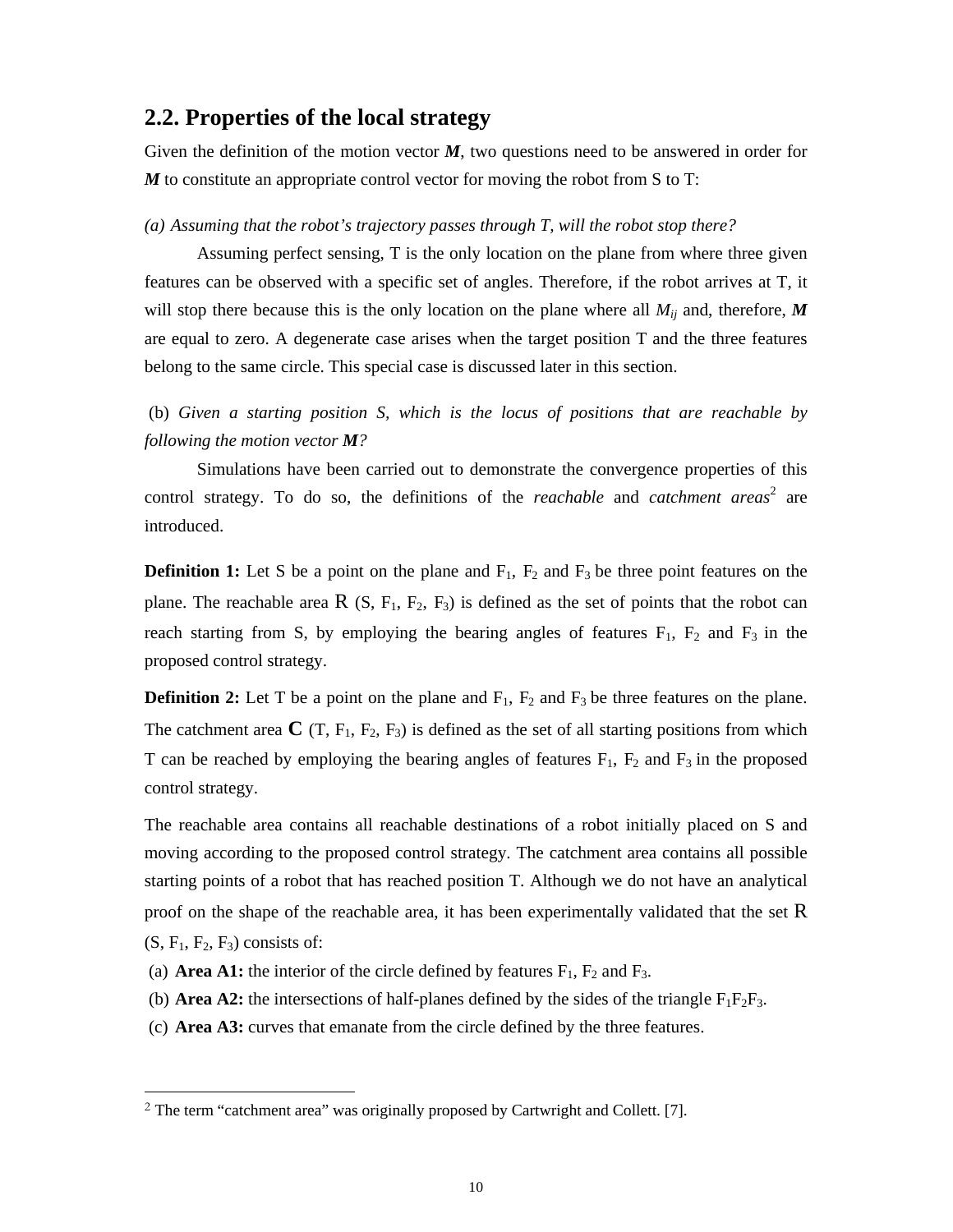## 2.2. Properties of the local strategy

Given the definition of the motion vector ***M***, two questions need to be answered in order for ***M*** to constitute an appropriate control vector for moving the robot from S to T:

*(a) Assuming that the robot's trajectory passes through T, will the robot stop there?*

Assuming perfect sensing, T is the only location on the plane from where three given features can be observed with a specific set of angles. Therefore, if the robot arrives at T, it will stop there because this is the only location on the plane where all $M_{ij}$ and, therefore, ***M*** are equal to zero. A degenerate case arises when the target position T and the three features belong to the same circle. This special case is discussed later in this section.

(b) *Given a starting position S, which is the locus of positions that are reachable by following the motion vector **M**?*

Simulations have been carried out to demonstrate the convergence properties of this control strategy. To do so, the definitions of the *reachable* and *catchment areas*[2] are introduced.

**Definition 1:** Let S be a point on the plane and $F_1$, $F_2$ and $F_3$ be three point features on the plane. The reachable area R (S, $F_1$, $F_2$, $F_3$) is defined as the set of points that the robot can reach starting from S, by employing the bearing angles of features $F_1$, $F_2$ and $F_3$ in the proposed control strategy.

**Definition 2:** Let T be a point on the plane and $F_1$, $F_2$ and $F_3$ be three features on the plane. The catchment area C (T, $F_1$, $F_2$, $F_3$) is defined as the set of all starting positions from which T can be reached by employing the bearing angles of features $F_1$, $F_2$ and $F_3$ in the proposed control strategy.

The reachable area contains all reachable destinations of a robot initially placed on S and moving according to the proposed control strategy. The catchment area contains all possible starting points of a robot that has reached position T. Although we do not have an analytical proof on the shape of the reachable area, it has been experimentally validated that the set R (S, $F_1$, $F_2$, $F_3$) consists of:

(a) **Area A1:** the interior of the circle defined by features $F_1$, $F_2$ and $F_3$.
(b) **Area A2:** the intersections of half-planes defined by the sides of the triangle $F_1F_2F_3$.
(c) **Area A3:** curves that emanate from the circle defined by the three features.

---

[2] The term "catchment area" was originally proposed by Cartwright and Collett. [7].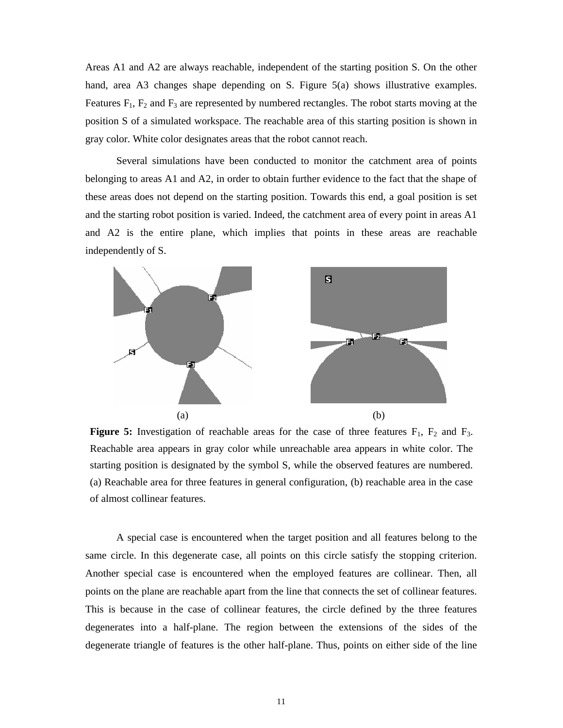Areas A1 and A2 are always reachable, independent of the starting position S. On the other hand, area A3 changes shape depending on S. Figure 5(a) shows illustrative examples. Features $F_1$, $F_2$ and $F_3$ are represented by numbered rectangles. The robot starts moving at the position S of a simulated workspace. The reachable area of this starting position is shown in gray color. White color designates areas that the robot cannot reach.

Several simulations have been conducted to monitor the catchment area of points belonging to areas A1 and A2, in order to obtain further evidence to the fact that the shape of these areas does not depend on the starting position. Towards this end, a goal position is set and the starting robot position is varied. Indeed, the catchment area of every point in areas A1 and A2 is the entire plane, which implies that points in these areas are reachable independently of S.

(a) (b)

**Figure 5:** Investigation of reachable areas for the case of three features $F_1$, $F_2$ and $F_3$. Reachable area appears in gray color while unreachable area appears in white color. The starting position is designated by the symbol S, while the observed features are numbered. (a) Reachable area for three features in general configuration, (b) reachable area in the case of almost collinear features.

A special case is encountered when the target position and all features belong to the same circle. In this degenerate case, all points on this circle satisfy the stopping criterion. Another special case is encountered when the employed features are collinear. Then, all points on the plane are reachable apart from the line that connects the set of collinear features. This is because in the case of collinear features, the circle defined by the three features degenerates into a half-plane. The region between the extensions of the sides of the degenerate triangle of features is the other half-plane. Thus, points on either side of the line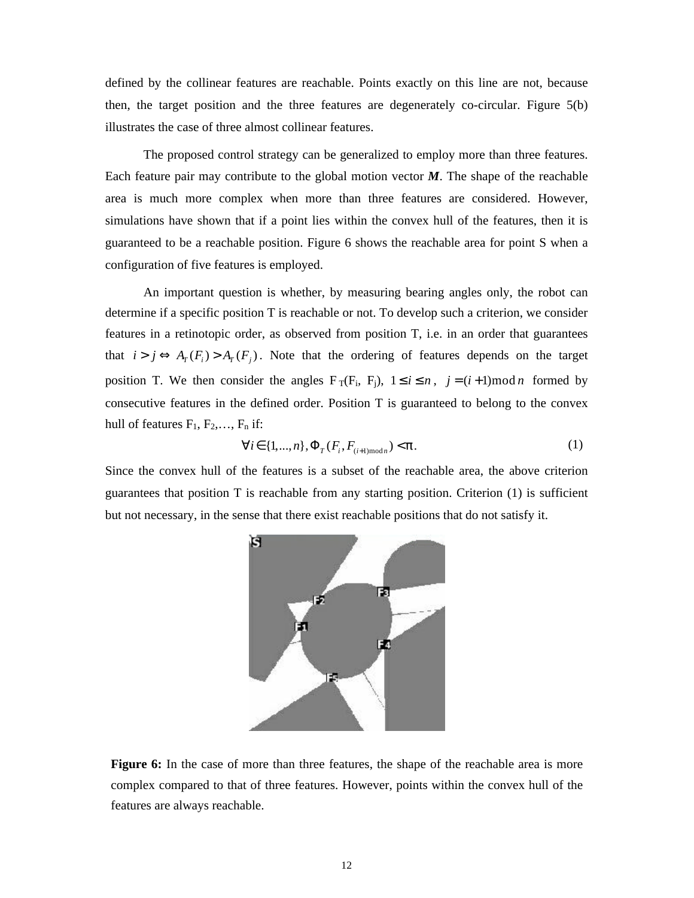defined by the collinear features are reachable. Points exactly on this line are not, because then, the target position and the three features are degenerately co-circular. Figure 5(b) illustrates the case of three almost collinear features.

The proposed control strategy can be generalized to employ more than three features. Each feature pair may contribute to the global motion vector ***M***. The shape of the reachable area is much more complex when more than three features are considered. However, simulations have shown that if a point lies within the convex hull of the features, then it is guaranteed to be a reachable position. Figure 6 shows the reachable area for point S when a configuration of five features is employed.

An important question is whether, by measuring bearing angles only, the robot can determine if a specific position T is reachable or not. To develop such a criterion, we consider features in a retinotopic order, as observed from position T, i.e. in an order that guarantees that $i > j \Leftrightarrow A_T(F_i) > A_T(F_j)$. Note that the ordering of features depends on the target position T. We then consider the angles $\Phi_T(F_i, F_j)$, $1 \leq i \leq n$, $j = (i+1) \bmod n$ formed by consecutive features in the defined order. Position T is guaranteed to belong to the convex hull of features $F_1, F_2, \ldots, F_n$ if:

$$\forall i \in \{1, \ldots, n\}, \Phi_T(F_i, F_{(i+1) \bmod n}) < \pi. \tag{1}$$

Since the convex hull of the features is a subset of the reachable area, the above criterion guarantees that position T is reachable from any starting position. Criterion (1) is sufficient but not necessary, in the sense that there exist reachable positions that do not satisfy it.

**Figure 6:** In the case of more than three features, the shape of the reachable area is more complex compared to that of three features. However, points within the convex hull of the features are always reachable.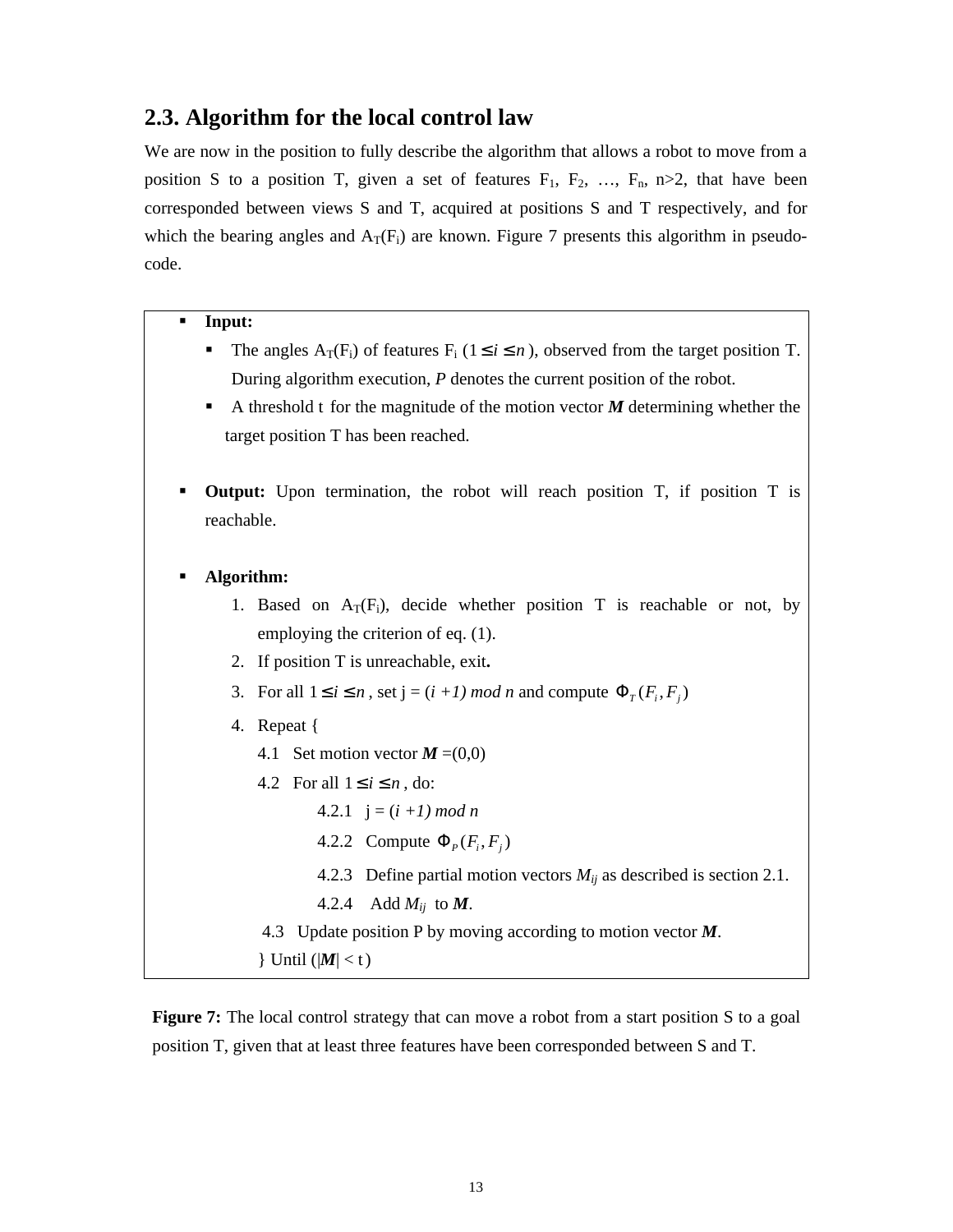## 2.3. Algorithm for the local control law

We are now in the position to fully describe the algorithm that allows a robot to move from a position S to a position T, given a set of features $F_1$, $F_2$, …, $F_n$, n>2, that have been corresponded between views S and T, acquired at positions S and T respectively, and for which the bearing angles and $A_T(F_i)$ are known. Figure 7 presents this algorithm in pseudo-code.

- **Input:**
  - The angles $A_T(F_i)$ of features $F_i$ ($1 \le i \le n$), observed from the target position T. During algorithm execution, *P* denotes the current position of the robot.
  - A threshold t for the magnitude of the motion vector ***M*** determining whether the target position T has been reached.
- **Output:** Upon termination, the robot will reach position T, if position T is reachable.
- **Algorithm:**
  1. Based on $A_T(F_i)$, decide whether position T is reachable or not, by employing the criterion of eq. (1).
  2. If position T is unreachable, exit**.**
  3. For all $1 \le i \le n$, set j = (*i +1) mod n* and compute $\Phi_T(F_i, F_j)$
  4. Repeat {

     4.1 Set motion vector ***M*** =(0,0)

     4.2 For all $1 \le i \le n$, do:

     4.2.1 j = (*i +1) mod n*

     4.2.2 Compute $\Phi_P(F_i, F_j)$

     4.2.3 Define partial motion vectors $M_{ij}$ as described is section 2.1.

     4.2.4 Add $M_{ij}$ to ***M***.

     4.3 Update position P by moving according to motion vector ***M***.

     } Until (|***M***| < t)

**Figure 7:** The local control strategy that can move a robot from a start position S to a goal position T, given that at least three features have been corresponded between S and T.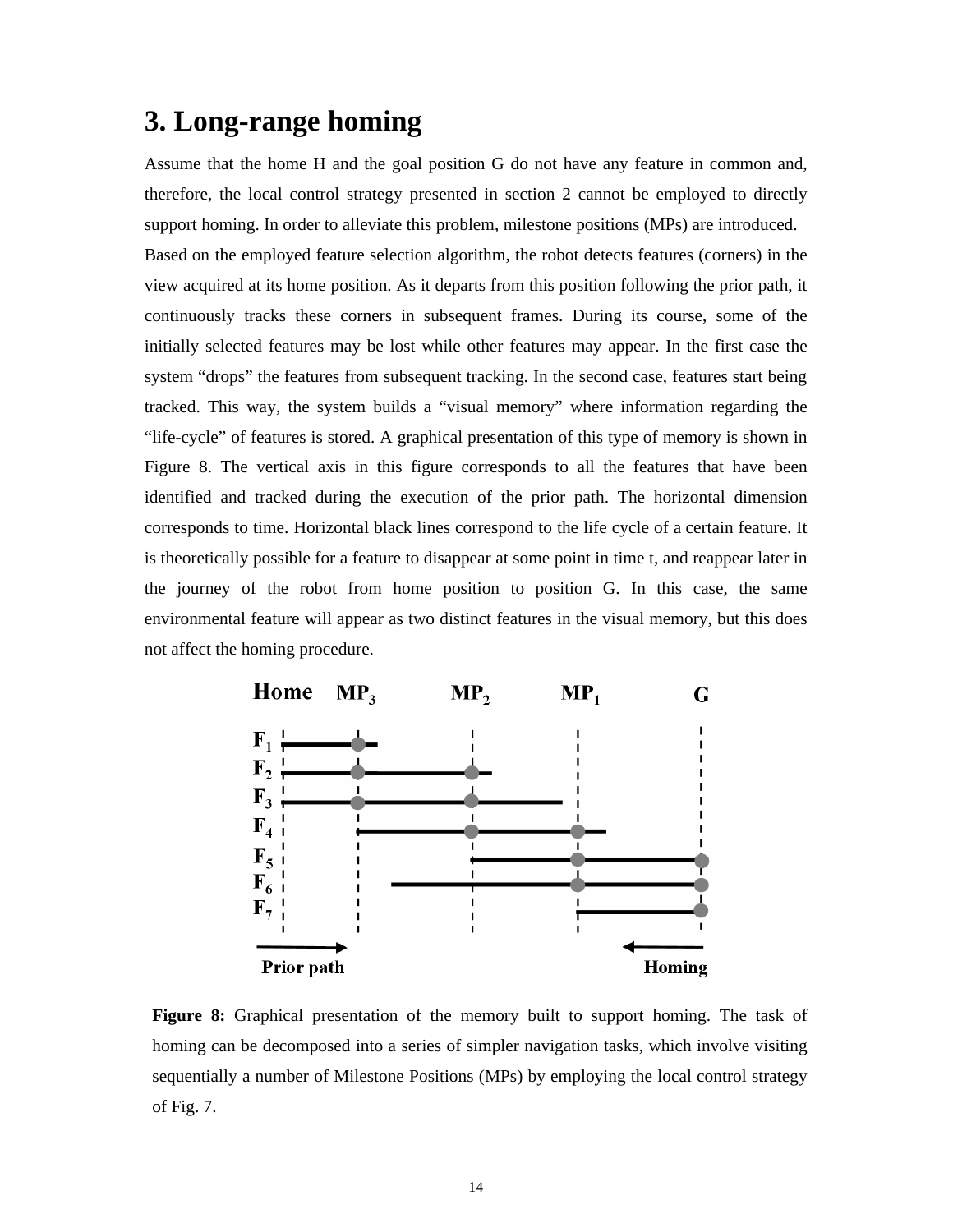# 3. Long-range homing

Assume that the home H and the goal position G do not have any feature in common and, therefore, the local control strategy presented in section 2 cannot be employed to directly support homing. In order to alleviate this problem, milestone positions (MPs) are introduced.

Based on the employed feature selection algorithm, the robot detects features (corners) in the view acquired at its home position. As it departs from this position following the prior path, it continuously tracks these corners in subsequent frames. During its course, some of the initially selected features may be lost while other features may appear. In the first case the system "drops" the features from subsequent tracking. In the second case, features start being tracked. This way, the system builds a "visual memory" where information regarding the "life-cycle" of features is stored. A graphical presentation of this type of memory is shown in Figure 8. The vertical axis in this figure corresponds to all the features that have been identified and tracked during the execution of the prior path. The horizontal dimension corresponds to time. Horizontal black lines correspond to the life cycle of a certain feature. It is theoretically possible for a feature to disappear at some point in time t, and reappear later in the journey of the robot from home position to position G. In this case, the same environmental feature will appear as two distinct features in the visual memory, but this does not affect the homing procedure.

**Figure 8:** Graphical presentation of the memory built to support homing. The task of homing can be decomposed into a series of simpler navigation tasks, which involve visiting sequentially a number of Milestone Positions (MPs) by employing the local control strategy of Fig. 7.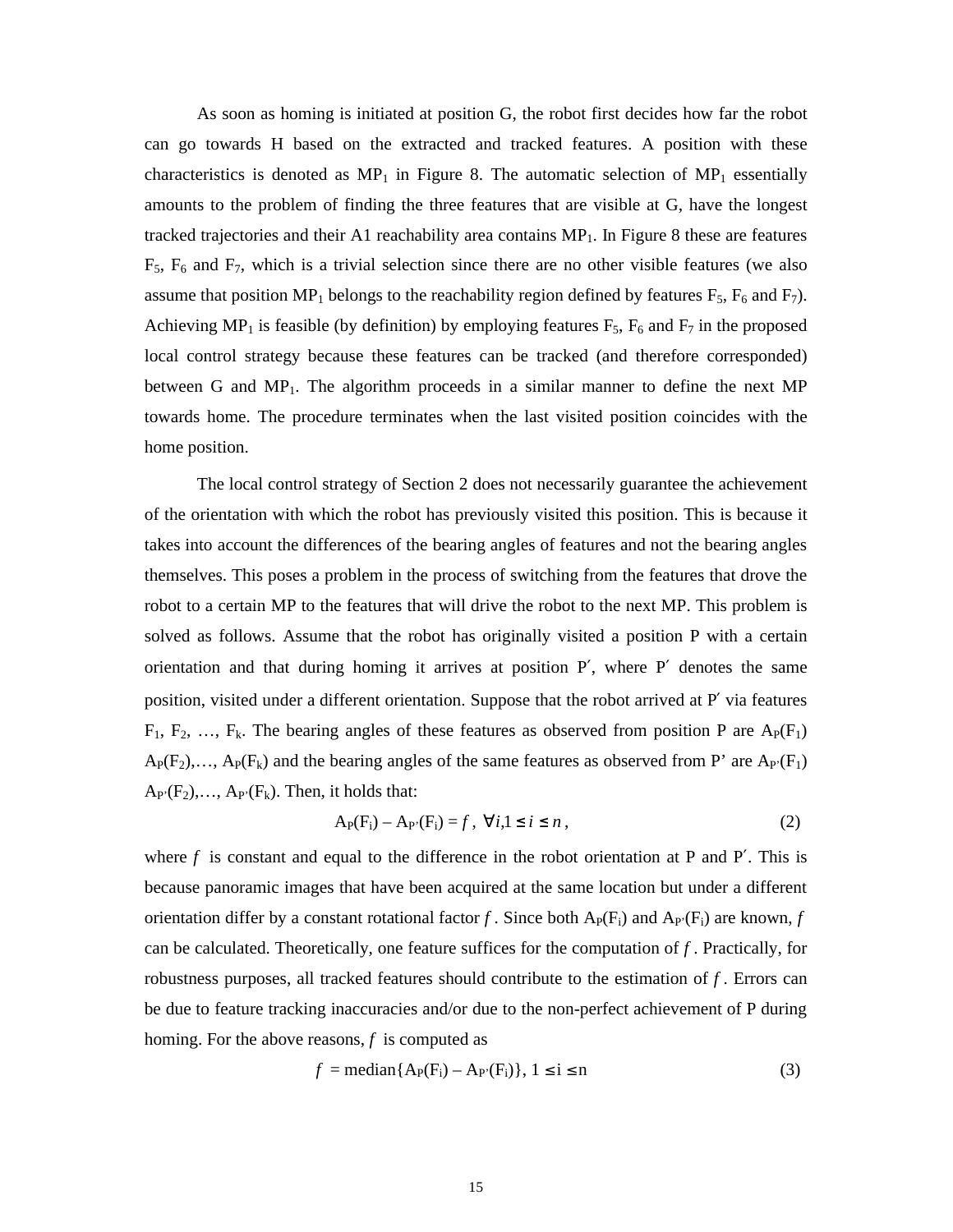As soon as homing is initiated at position G, the robot first decides how far the robot can go towards H based on the extracted and tracked features. A position with these characteristics is denoted as $MP_1$ in Figure 8. The automatic selection of $MP_1$ essentially amounts to the problem of finding the three features that are visible at G, have the longest tracked trajectories and their A1 reachability area contains $MP_1$. In Figure 8 these are features $F_5$, $F_6$ and $F_7$, which is a trivial selection since there are no other visible features (we also assume that position $MP_1$ belongs to the reachability region defined by features $F_5$, $F_6$ and $F_7$). Achieving $MP_1$ is feasible (by definition) by employing features $F_5$, $F_6$ and $F_7$ in the proposed local control strategy because these features can be tracked (and therefore corresponded) between G and $MP_1$. The algorithm proceeds in a similar manner to define the next MP towards home. The procedure terminates when the last visited position coincides with the home position.

The local control strategy of Section 2 does not necessarily guarantee the achievement of the orientation with which the robot has previously visited this position. This is because it takes into account the differences of the bearing angles of features and not the bearing angles themselves. This poses a problem in the process of switching from the features that drove the robot to a certain MP to the features that will drive the robot to the next MP. This problem is solved as follows. Assume that the robot has originally visited a position P with a certain orientation and that during homing it arrives at position P′, where P′ denotes the same position, visited under a different orientation. Suppose that the robot arrived at P′ via features $F_1$, $F_2$, …, $F_k$. The bearing angles of these features as observed from position P are $A_P(F_1)$ $A_P(F_2)$,…, $A_P(F_k)$ and the bearing angles of the same features as observed from P' are $A_{P'}(F_1)$ $A_{P'}(F_2)$,…, $A_{P'}(F_k)$. Then, it holds that:

$$A_P(F_i) - A_{P'}(F_i) = f,\ \forall i, 1 \le i \le n, \tag{2}$$

where $f$ is constant and equal to the difference in the robot orientation at P and P′. This is because panoramic images that have been acquired at the same location but under a different orientation differ by a constant rotational factor $f$. Since both $A_P(F_i)$ and $A_{P'}(F_i)$ are known, $f$ can be calculated. Theoretically, one feature suffices for the computation of $f$. Practically, for robustness purposes, all tracked features should contribute to the estimation of $f$. Errors can be due to feature tracking inaccuracies and/or due to the non-perfect achievement of P during homing. For the above reasons, $f$ is computed as

$$f = \text{median}\{A_P(F_i) - A_{P'}(F_i)\},\ 1 \le i \le n \tag{3}$$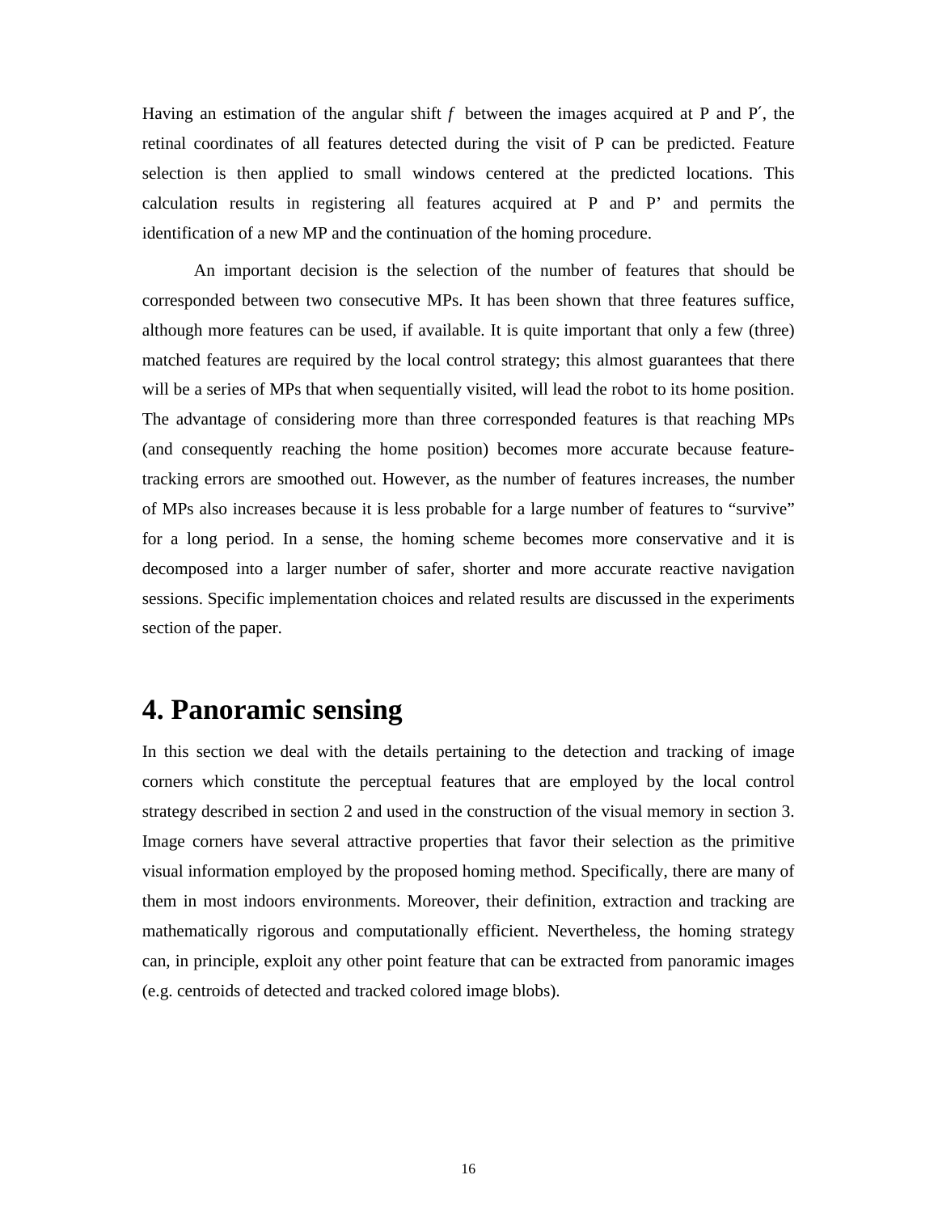Having an estimation of the angular shift $f$ between the images acquired at P and P′, the retinal coordinates of all features detected during the visit of P can be predicted. Feature selection is then applied to small windows centered at the predicted locations. This calculation results in registering all features acquired at P and P' and permits the identification of a new MP and the continuation of the homing procedure.

An important decision is the selection of the number of features that should be corresponded between two consecutive MPs. It has been shown that three features suffice, although more features can be used, if available. It is quite important that only a few (three) matched features are required by the local control strategy; this almost guarantees that there will be a series of MPs that when sequentially visited, will lead the robot to its home position. The advantage of considering more than three corresponded features is that reaching MPs (and consequently reaching the home position) becomes more accurate because feature-tracking errors are smoothed out. However, as the number of features increases, the number of MPs also increases because it is less probable for a large number of features to "survive" for a long period. In a sense, the homing scheme becomes more conservative and it is decomposed into a larger number of safer, shorter and more accurate reactive navigation sessions. Specific implementation choices and related results are discussed in the experiments section of the paper.

# 4. Panoramic sensing

In this section we deal with the details pertaining to the detection and tracking of image corners which constitute the perceptual features that are employed by the local control strategy described in section 2 and used in the construction of the visual memory in section 3. Image corners have several attractive properties that favor their selection as the primitive visual information employed by the proposed homing method. Specifically, there are many of them in most indoors environments. Moreover, their definition, extraction and tracking are mathematically rigorous and computationally efficient. Nevertheless, the homing strategy can, in principle, exploit any other point feature that can be extracted from panoramic images (e.g. centroids of detected and tracked colored image blobs).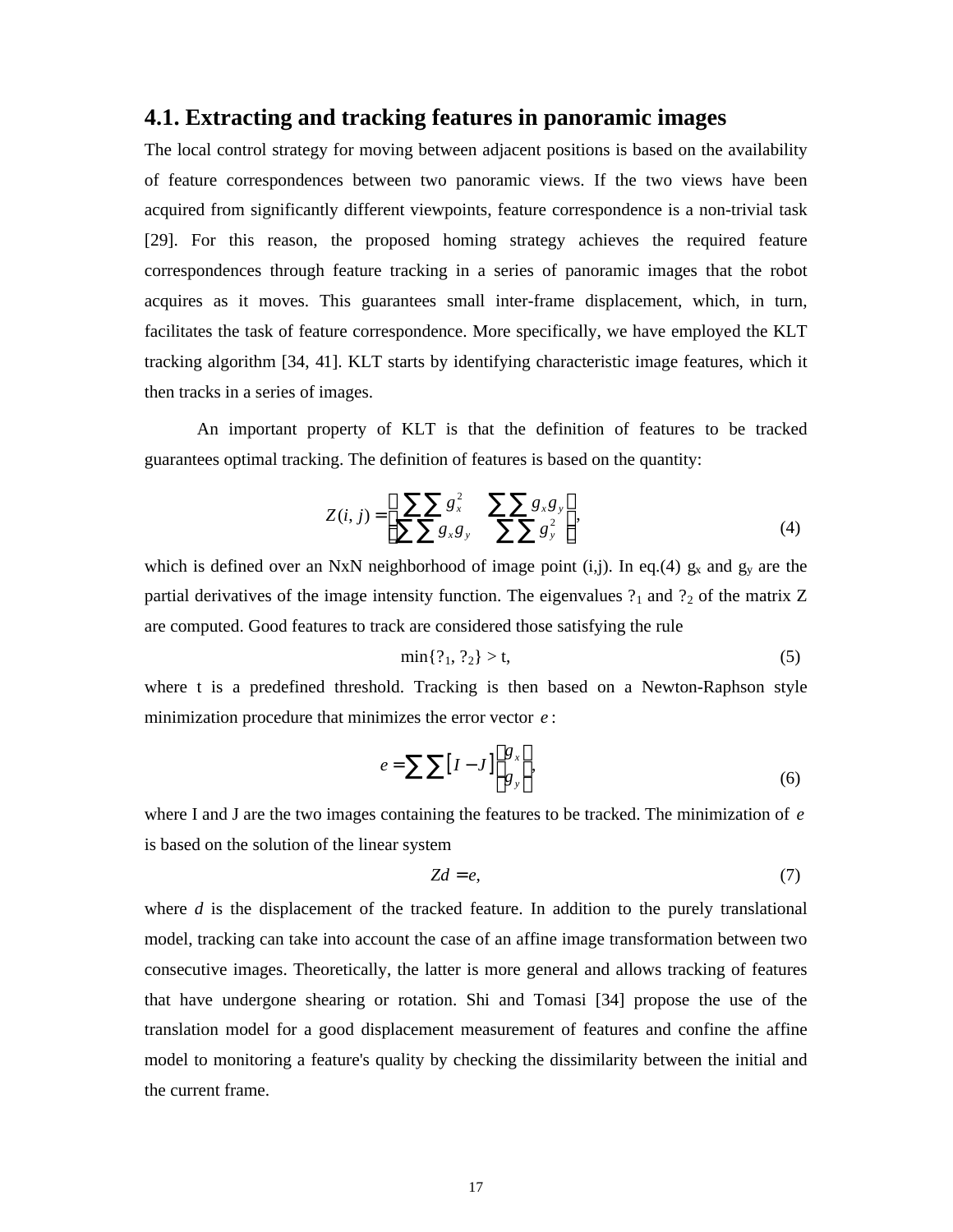## 4.1. Extracting and tracking features in panoramic images

The local control strategy for moving between adjacent positions is based on the availability of feature correspondences between two panoramic views. If the two views have been acquired from significantly different viewpoints, feature correspondence is a non-trivial task [29]. For this reason, the proposed homing strategy achieves the required feature correspondences through feature tracking in a series of panoramic images that the robot acquires as it moves. This guarantees small inter-frame displacement, which, in turn, facilitates the task of feature correspondence. More specifically, we have employed the KLT tracking algorithm [34, 41]. KLT starts by identifying characteristic image features, which it then tracks in a series of images.

An important property of KLT is that the definition of features to be tracked guarantees optimal tracking. The definition of features is based on the quantity:

$$Z(i, j) = \begin{bmatrix} \sum\sum g_x^2 & \sum\sum g_x g_y \\ \sum\sum g_x g_y & \sum\sum g_y^2 \end{bmatrix}, \tag{4}$$

which is defined over an NxN neighborhood of image point (i,j). In eq.(4) $g_x$ and $g_y$ are the partial derivatives of the image intensity function. The eigenvalues ?$_1$ and ?$_2$ of the matrix Z are computed. Good features to track are considered those satisfying the rule

$$\min\{?_1, ?_2\} > t, \tag{5}$$

where t is a predefined threshold. Tracking is then based on a Newton-Raphson style minimization procedure that minimizes the error vector $e$:

$$e = \sum\sum [I - J] \begin{bmatrix} g_x \\ g_y \end{bmatrix}, \tag{6}$$

where I and J are the two images containing the features to be tracked. The minimization of $e$ is based on the solution of the linear system

$$Zd = e, \tag{7}$$

where $d$ is the displacement of the tracked feature. In addition to the purely translational model, tracking can take into account the case of an affine image transformation between two consecutive images. Theoretically, the latter is more general and allows tracking of features that have undergone shearing or rotation. Shi and Tomasi [34] propose the use of the translation model for a good displacement measurement of features and confine the affine model to monitoring a feature's quality by checking the dissimilarity between the initial and the current frame.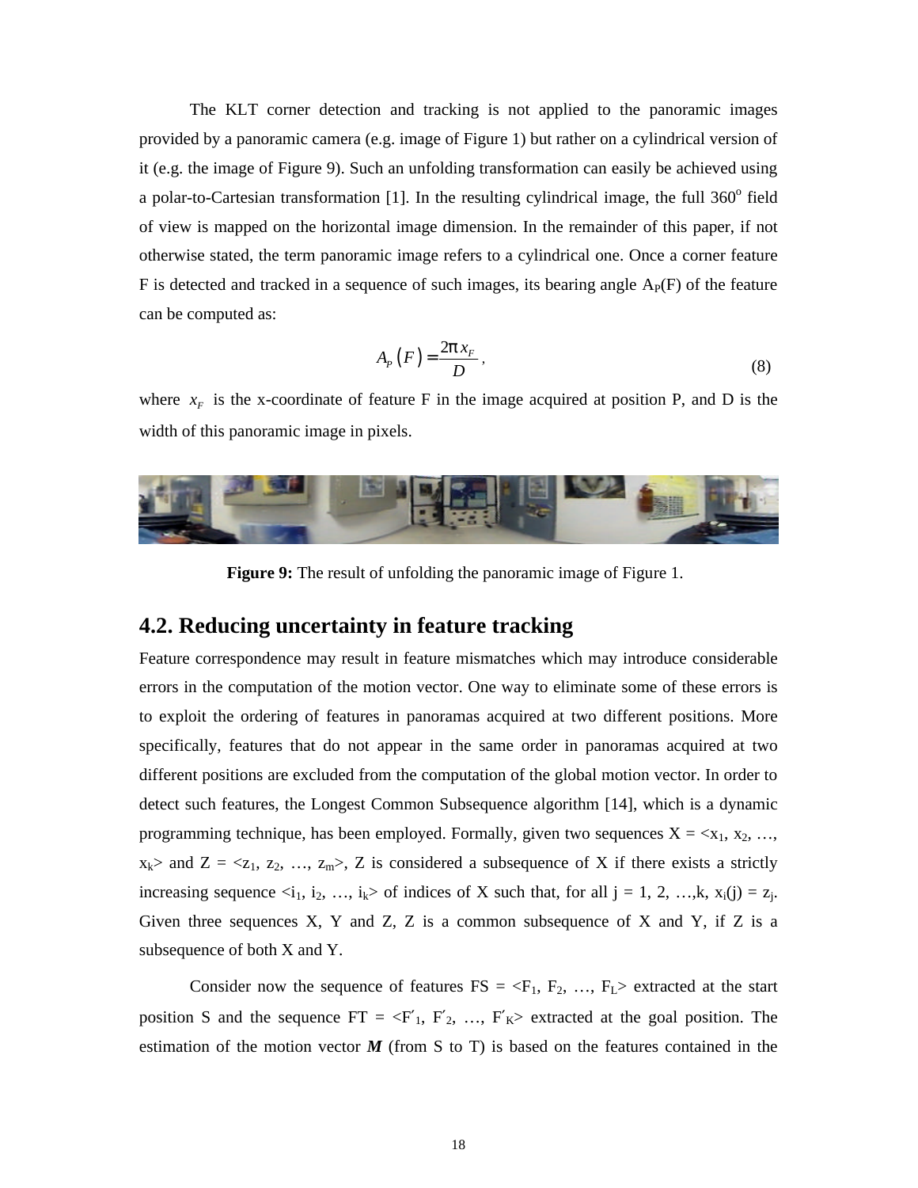The KLT corner detection and tracking is not applied to the panoramic images provided by a panoramic camera (e.g. image of Figure 1) but rather on a cylindrical version of it (e.g. the image of Figure 9). Such an unfolding transformation can easily be achieved using a polar-to-Cartesian transformation [1]. In the resulting cylindrical image, the full 360$^o$ field of view is mapped on the horizontal image dimension. In the remainder of this paper, if not otherwise stated, the term panoramic image refers to a cylindrical one. Once a corner feature F is detected and tracked in a sequence of such images, its bearing angle $A_P(F)$ of the feature can be computed as:

$$A_P(F) = \frac{2\pi x_F}{D}, \tag{8}$$

where $x_F$ is the x-coordinate of feature F in the image acquired at position P, and D is the width of this panoramic image in pixels.

**Figure 9:** The result of unfolding the panoramic image of Figure 1.

## 4.2. Reducing uncertainty in feature tracking

Feature correspondence may result in feature mismatches which may introduce considerable errors in the computation of the motion vector. One way to eliminate some of these errors is to exploit the ordering of features in panoramas acquired at two different positions. More specifically, features that do not appear in the same order in panoramas acquired at two different positions are excluded from the computation of the global motion vector. In order to detect such features, the Longest Common Subsequence algorithm [14], which is a dynamic programming technique, has been employed. Formally, given two sequences X = $<x_1, x_2, \ldots, x_k>$ and Z = $<z_1, z_2, \ldots, z_m>$, Z is considered a subsequence of X if there exists a strictly increasing sequence $<i_1, i_2, \ldots, i_k>$ of indices of X such that, for all j = 1, 2, …,k, $x_i(j) = z_j$. Given three sequences X, Y and Z, Z is a common subsequence of X and Y, if Z is a subsequence of both X and Y.

Consider now the sequence of features FS = $<F_1, F_2, \ldots, F_L>$ extracted at the start position S and the sequence FT = $<F'_1, F'_2, \ldots, F'_K>$ extracted at the goal position. The estimation of the motion vector ***M*** (from S to T) is based on the features contained in the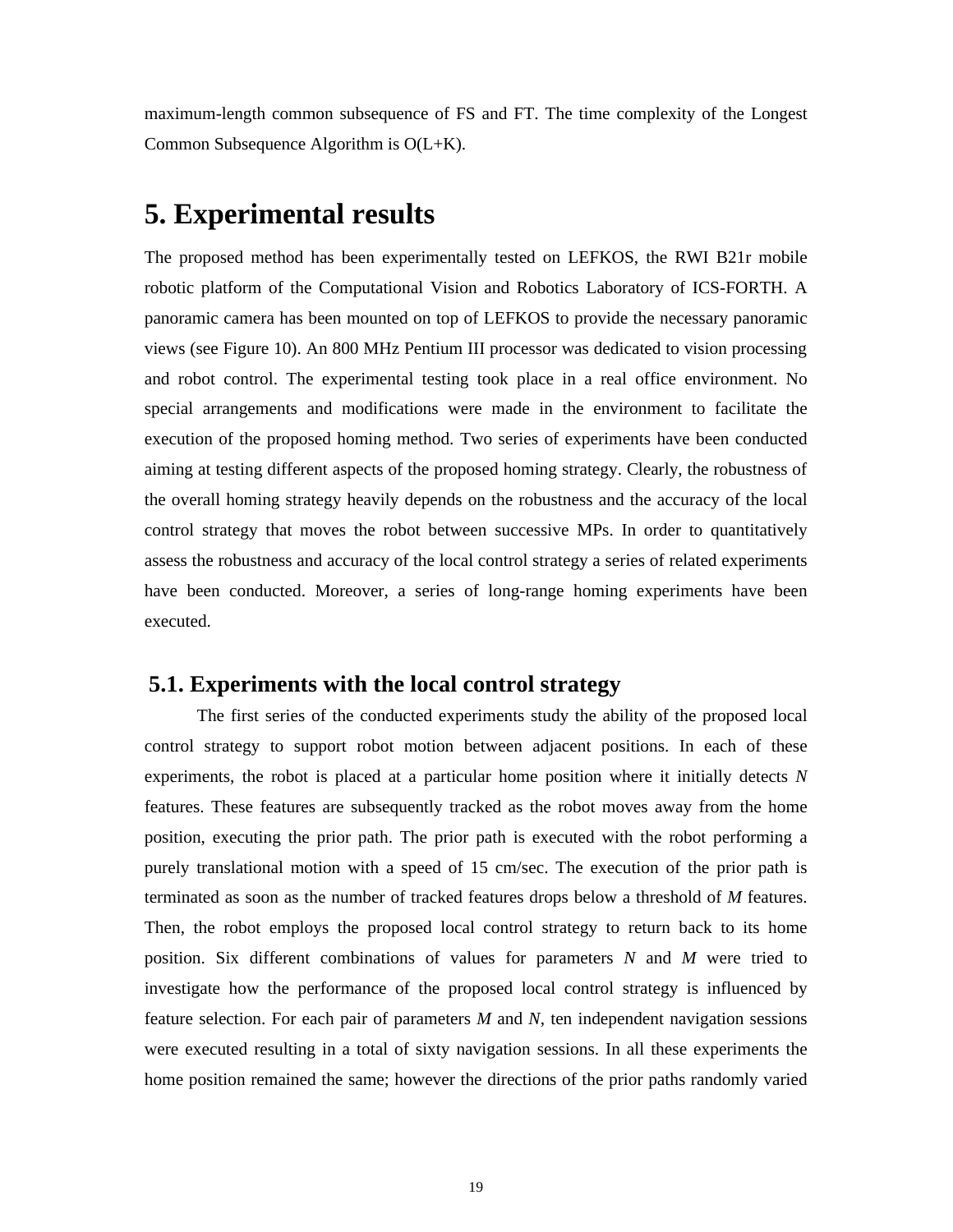maximum-length common subsequence of FS and FT. The time complexity of the Longest Common Subsequence Algorithm is O(L+K).

# 5. Experimental results

The proposed method has been experimentally tested on LEFKOS, the RWI B21r mobile robotic platform of the Computational Vision and Robotics Laboratory of ICS-FORTH. A panoramic camera has been mounted on top of LEFKOS to provide the necessary panoramic views (see Figure 10). An 800 MHz Pentium III processor was dedicated to vision processing and robot control. The experimental testing took place in a real office environment. No special arrangements and modifications were made in the environment to facilitate the execution of the proposed homing method. Two series of experiments have been conducted aiming at testing different aspects of the proposed homing strategy. Clearly, the robustness of the overall homing strategy heavily depends on the robustness and the accuracy of the local control strategy that moves the robot between successive MPs. In order to quantitatively assess the robustness and accuracy of the local control strategy a series of related experiments have been conducted. Moreover, a series of long-range homing experiments have been executed.

## 5.1. Experiments with the local control strategy

The first series of the conducted experiments study the ability of the proposed local control strategy to support robot motion between adjacent positions. In each of these experiments, the robot is placed at a particular home position where it initially detects *N* features. These features are subsequently tracked as the robot moves away from the home position, executing the prior path. The prior path is executed with the robot performing a purely translational motion with a speed of 15 cm/sec. The execution of the prior path is terminated as soon as the number of tracked features drops below a threshold of *M* features. Then, the robot employs the proposed local control strategy to return back to its home position. Six different combinations of values for parameters *N* and *M* were tried to investigate how the performance of the proposed local control strategy is influenced by feature selection. For each pair of parameters *M* and *N*, ten independent navigation sessions were executed resulting in a total of sixty navigation sessions. In all these experiments the home position remained the same; however the directions of the prior paths randomly varied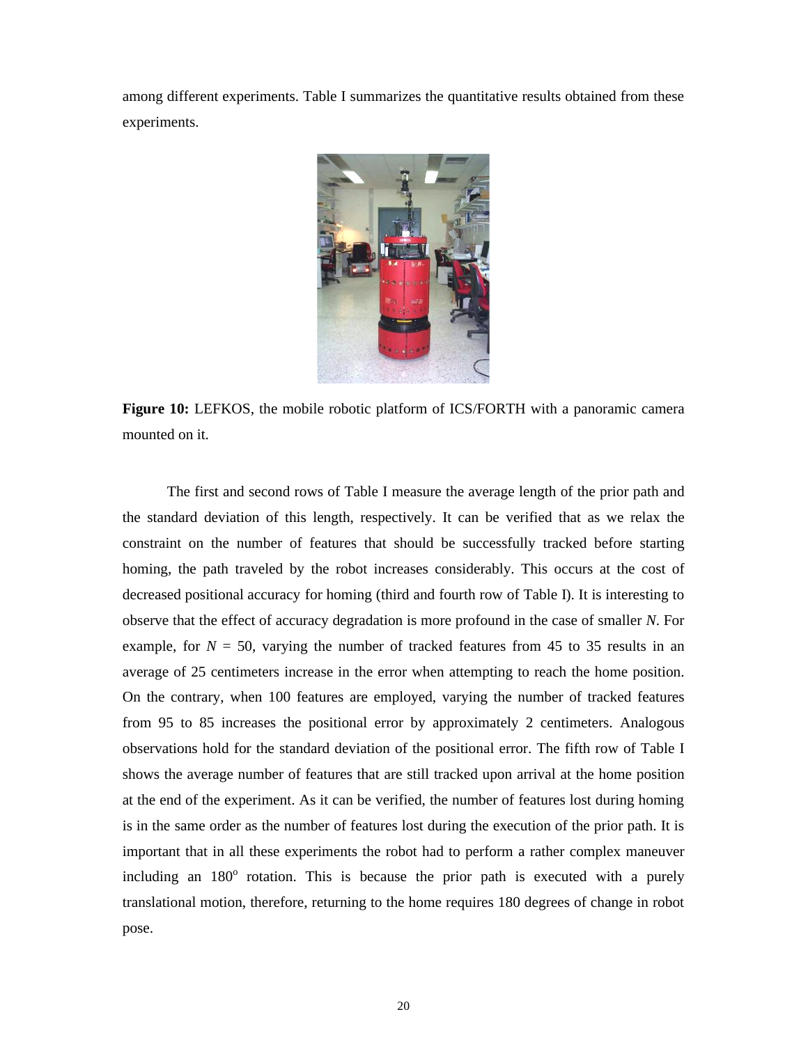among different experiments. Table I summarizes the quantitative results obtained from these experiments.

**Figure 10:** LEFKOS, the mobile robotic platform of ICS/FORTH with a panoramic camera mounted on it.

The first and second rows of Table I measure the average length of the prior path and the standard deviation of this length, respectively. It can be verified that as we relax the constraint on the number of features that should be successfully tracked before starting homing, the path traveled by the robot increases considerably. This occurs at the cost of decreased positional accuracy for homing (third and fourth row of Table I). It is interesting to observe that the effect of accuracy degradation is more profound in the case of smaller $N$. For example, for $N$ = 50, varying the number of tracked features from 45 to 35 results in an average of 25 centimeters increase in the error when attempting to reach the home position. On the contrary, when 100 features are employed, varying the number of tracked features from 95 to 85 increases the positional error by approximately 2 centimeters. Analogous observations hold for the standard deviation of the positional error. The fifth row of Table I shows the average number of features that are still tracked upon arrival at the home position at the end of the experiment. As it can be verified, the number of features lost during homing is in the same order as the number of features lost during the execution of the prior path. It is important that in all these experiments the robot had to perform a rather complex maneuver including an $180^{o}$ rotation. This is because the prior path is executed with a purely translational motion, therefore, returning to the home requires 180 degrees of change in robot pose.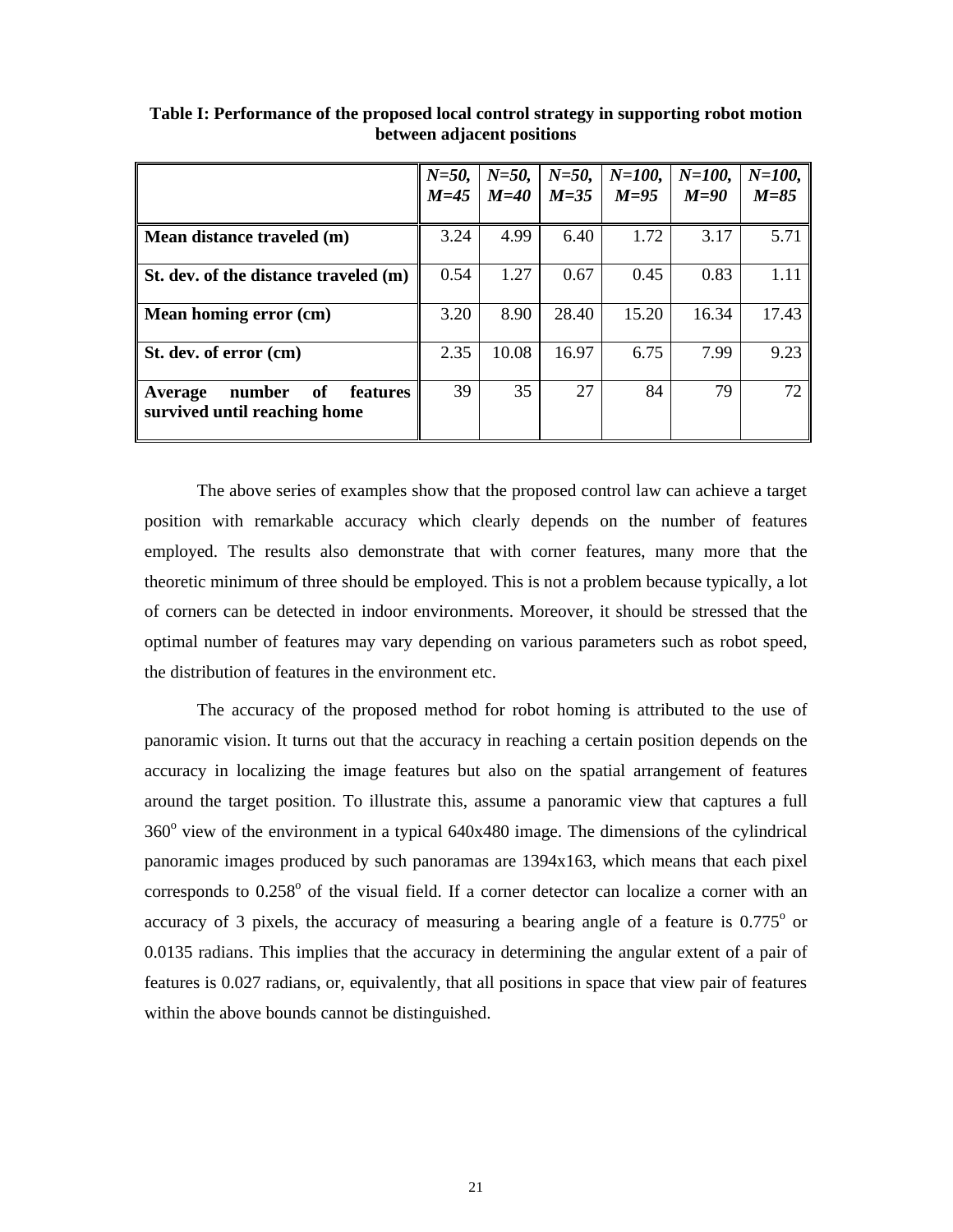**Table I: Performance of the proposed local control strategy in supporting robot motion between adjacent positions**

| | *N=50, M=45* | *N=50, M=40* | *N=50, M=35* | *N=100, M=95* | *N=100, M=90* | *N=100, M=85* |
|---|---|---|---|---|---|---|
| **Mean distance traveled (m)** | 3.24 | 4.99 | 6.40 | 1.72 | 3.17 | 5.71 |
| **St. dev. of the distance traveled (m)** | 0.54 | 1.27 | 0.67 | 0.45 | 0.83 | 1.11 |
| **Mean homing error (cm)** | 3.20 | 8.90 | 28.40 | 15.20 | 16.34 | 17.43 |
| **St. dev. of error (cm)** | 2.35 | 10.08 | 16.97 | 6.75 | 7.99 | 9.23 |
| **Average number of features survived until reaching home** | 39 | 35 | 27 | 84 | 79 | 72 |

The above series of examples show that the proposed control law can achieve a target position with remarkable accuracy which clearly depends on the number of features employed. The results also demonstrate that with corner features, many more that the theoretic minimum of three should be employed. This is not a problem because typically, a lot of corners can be detected in indoor environments. Moreover, it should be stressed that the optimal number of features may vary depending on various parameters such as robot speed, the distribution of features in the environment etc.

The accuracy of the proposed method for robot homing is attributed to the use of panoramic vision. It turns out that the accuracy in reaching a certain position depends on the accuracy in localizing the image features but also on the spatial arrangement of features around the target position. To illustrate this, assume a panoramic view that captures a full $360^o$ view of the environment in a typical 640x480 image. The dimensions of the cylindrical panoramic images produced by such panoramas are 1394x163, which means that each pixel corresponds to $0.258^o$ of the visual field. If a corner detector can localize a corner with an accuracy of 3 pixels, the accuracy of measuring a bearing angle of a feature is $0.775^o$ or 0.0135 radians. This implies that the accuracy in determining the angular extent of a pair of features is 0.027 radians, or, equivalently, that all positions in space that view pair of features within the above bounds cannot be distinguished.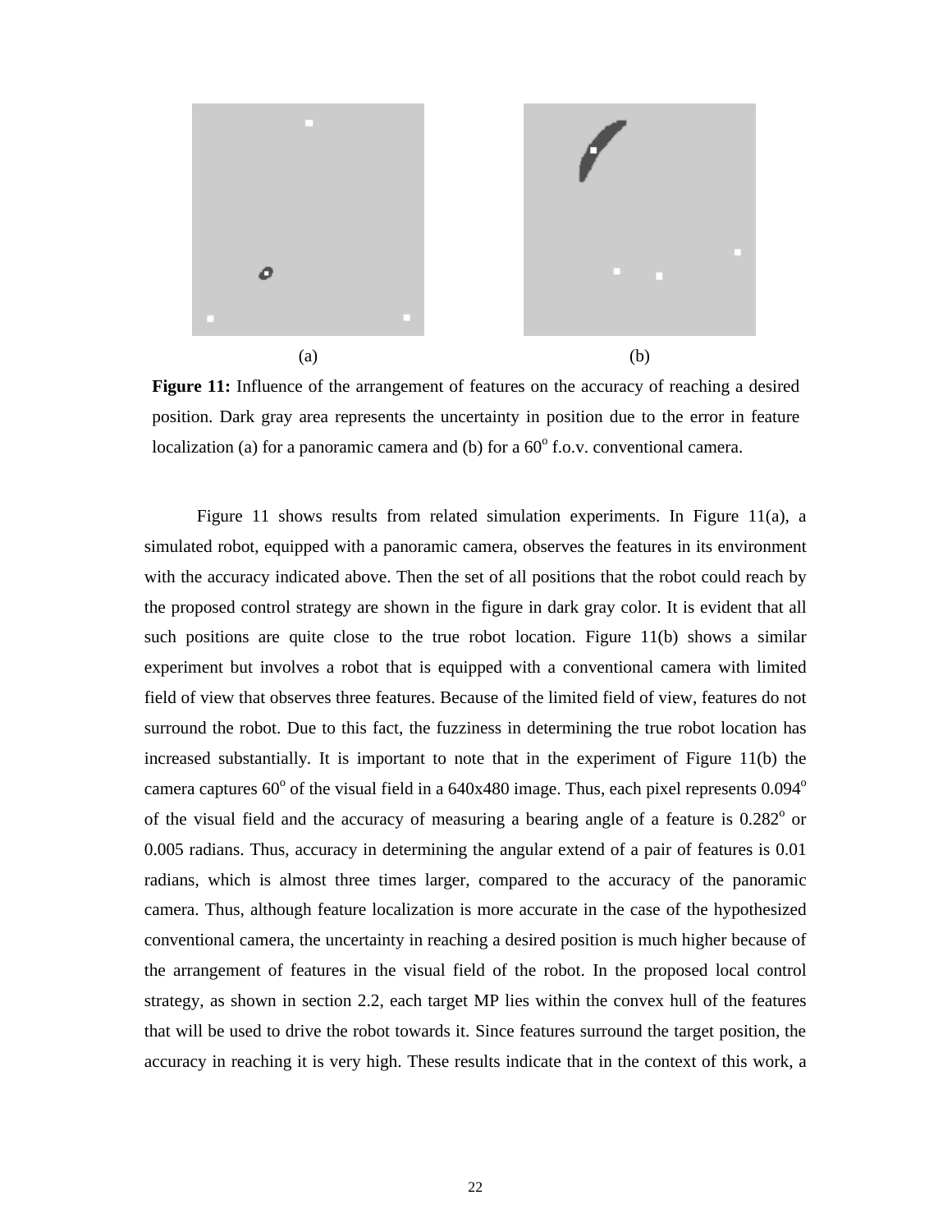(a) (b)

**Figure 11:** Influence of the arrangement of features on the accuracy of reaching a desired position. Dark gray area represents the uncertainty in position due to the error in feature localization (a) for a panoramic camera and (b) for a $60^o$ f.o.v. conventional camera.

Figure 11 shows results from related simulation experiments. In Figure 11(a), a simulated robot, equipped with a panoramic camera, observes the features in its environment with the accuracy indicated above. Then the set of all positions that the robot could reach by the proposed control strategy are shown in the figure in dark gray color. It is evident that all such positions are quite close to the true robot location. Figure 11(b) shows a similar experiment but involves a robot that is equipped with a conventional camera with limited field of view that observes three features. Because of the limited field of view, features do not surround the robot. Due to this fact, the fuzziness in determining the true robot location has increased substantially. It is important to note that in the experiment of Figure 11(b) the camera captures $60^o$ of the visual field in a 640x480 image. Thus, each pixel represents $0.094^o$ of the visual field and the accuracy of measuring a bearing angle of a feature is $0.282^o$ or 0.005 radians. Thus, accuracy in determining the angular extend of a pair of features is 0.01 radians, which is almost three times larger, compared to the accuracy of the panoramic camera. Thus, although feature localization is more accurate in the case of the hypothesized conventional camera, the uncertainty in reaching a desired position is much higher because of the arrangement of features in the visual field of the robot. In the proposed local control strategy, as shown in section 2.2, each target MP lies within the convex hull of the features that will be used to drive the robot towards it. Since features surround the target position, the accuracy in reaching it is very high. These results indicate that in the context of this work, a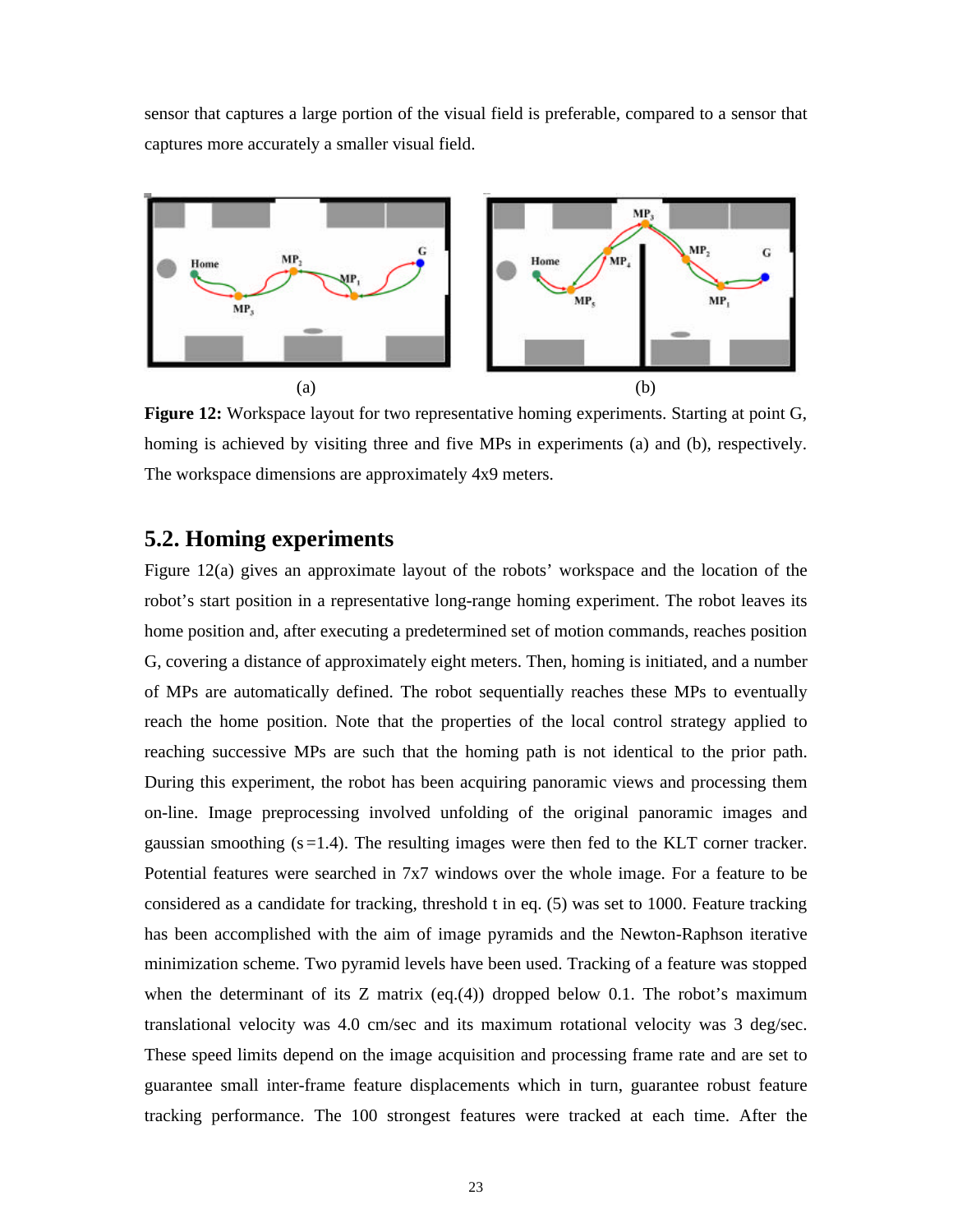sensor that captures a large portion of the visual field is preferable, compared to a sensor that captures more accurately a smaller visual field.

(a) (b)

**Figure 12:** Workspace layout for two representative homing experiments. Starting at point G, homing is achieved by visiting three and five MPs in experiments (a) and (b), respectively. The workspace dimensions are approximately 4x9 meters.

## 5.2. Homing experiments

Figure 12(a) gives an approximate layout of the robots' workspace and the location of the robot's start position in a representative long-range homing experiment. The robot leaves its home position and, after executing a predetermined set of motion commands, reaches position G, covering a distance of approximately eight meters. Then, homing is initiated, and a number of MPs are automatically defined. The robot sequentially reaches these MPs to eventually reach the home position. Note that the properties of the local control strategy applied to reaching successive MPs are such that the homing path is not identical to the prior path. During this experiment, the robot has been acquiring panoramic views and processing them on-line. Image preprocessing involved unfolding of the original panoramic images and gaussian smoothing (s =1.4). The resulting images were then fed to the KLT corner tracker. Potential features were searched in 7x7 windows over the whole image. For a feature to be considered as a candidate for tracking, threshold t in eq. (5) was set to 1000. Feature tracking has been accomplished with the aim of image pyramids and the Newton-Raphson iterative minimization scheme. Two pyramid levels have been used. Tracking of a feature was stopped when the determinant of its Z matrix (eq.(4)) dropped below 0.1. The robot's maximum translational velocity was 4.0 cm/sec and its maximum rotational velocity was 3 deg/sec. These speed limits depend on the image acquisition and processing frame rate and are set to guarantee small inter-frame feature displacements which in turn, guarantee robust feature tracking performance. The 100 strongest features were tracked at each time. After the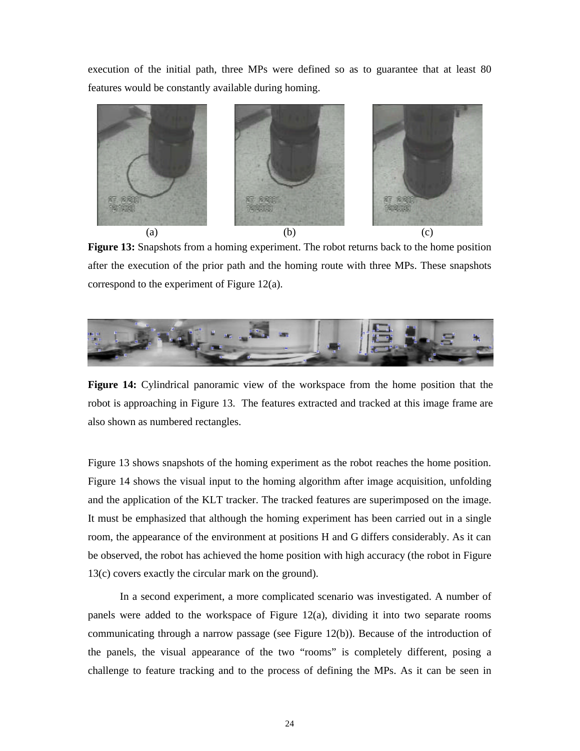execution of the initial path, three MPs were defined so as to guarantee that at least 80 features would be constantly available during homing.

(a) (b) (c)

**Figure 13:** Snapshots from a homing experiment. The robot returns back to the home position after the execution of the prior path and the homing route with three MPs. These snapshots correspond to the experiment of Figure 12(a).

**Figure 14:** Cylindrical panoramic view of the workspace from the home position that the robot is approaching in Figure 13. The features extracted and tracked at this image frame are also shown as numbered rectangles.

Figure 13 shows snapshots of the homing experiment as the robot reaches the home position. Figure 14 shows the visual input to the homing algorithm after image acquisition, unfolding and the application of the KLT tracker. The tracked features are superimposed on the image. It must be emphasized that although the homing experiment has been carried out in a single room, the appearance of the environment at positions H and G differs considerably. As it can be observed, the robot has achieved the home position with high accuracy (the robot in Figure 13(c) covers exactly the circular mark on the ground).

In a second experiment, a more complicated scenario was investigated. A number of panels were added to the workspace of Figure 12(a), dividing it into two separate rooms communicating through a narrow passage (see Figure 12(b)). Because of the introduction of the panels, the visual appearance of the two "rooms" is completely different, posing a challenge to feature tracking and to the process of defining the MPs. As it can be seen in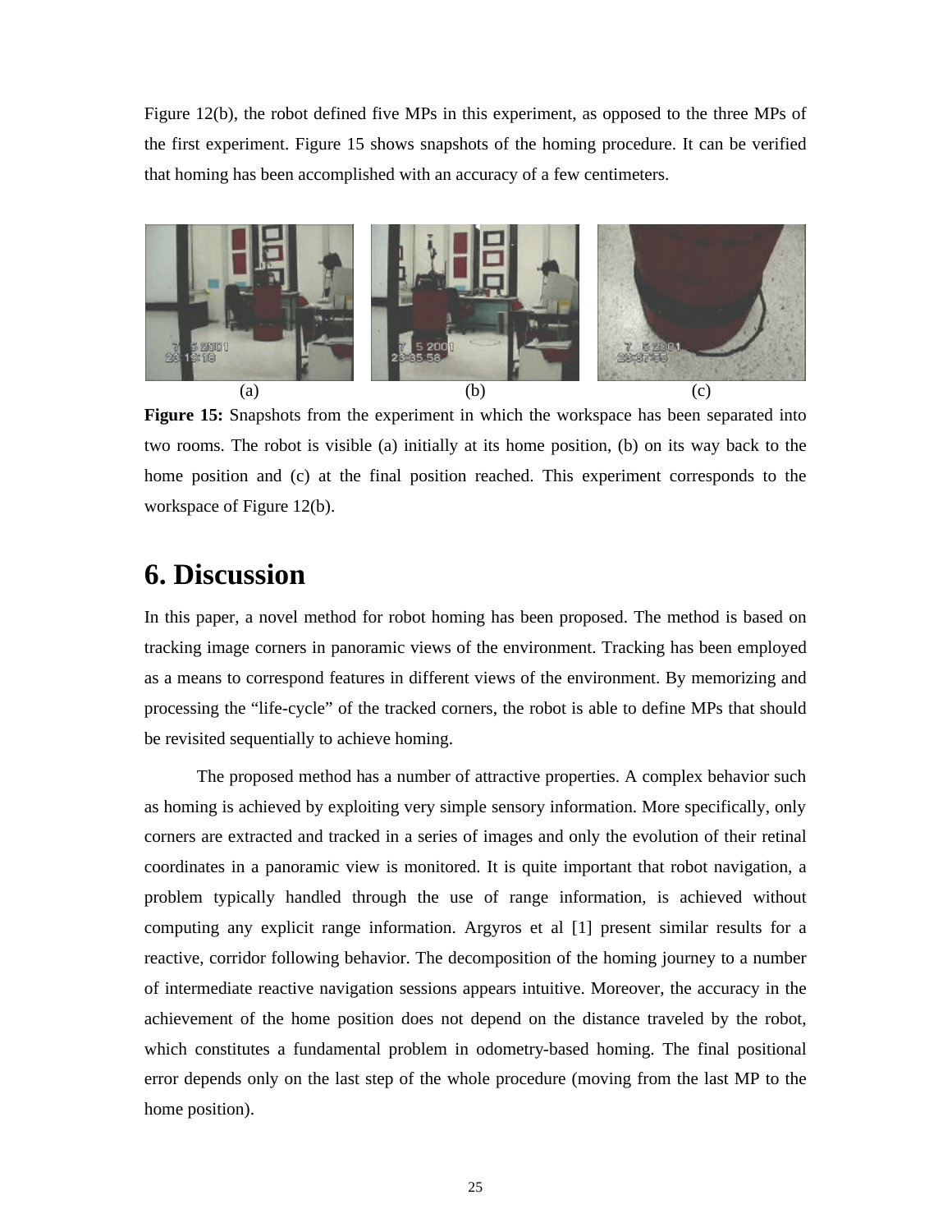Figure 12(b), the robot defined five MPs in this experiment, as opposed to the three MPs of the first experiment. Figure 15 shows snapshots of the homing procedure. It can be verified that homing has been accomplished with an accuracy of a few centimeters.

(a) (b) (c)

**Figure 15:** Snapshots from the experiment in which the workspace has been separated into two rooms. The robot is visible (a) initially at its home position, (b) on its way back to the home position and (c) at the final position reached. This experiment corresponds to the workspace of Figure 12(b).

# 6. Discussion

In this paper, a novel method for robot homing has been proposed. The method is based on tracking image corners in panoramic views of the environment. Tracking has been employed as a means to correspond features in different views of the environment. By memorizing and processing the "life-cycle" of the tracked corners, the robot is able to define MPs that should be revisited sequentially to achieve homing.

The proposed method has a number of attractive properties. A complex behavior such as homing is achieved by exploiting very simple sensory information. More specifically, only corners are extracted and tracked in a series of images and only the evolution of their retinal coordinates in a panoramic view is monitored. It is quite important that robot navigation, a problem typically handled through the use of range information, is achieved without computing any explicit range information. Argyros et al [1] present similar results for a reactive, corridor following behavior. The decomposition of the homing journey to a number of intermediate reactive navigation sessions appears intuitive. Moreover, the accuracy in the achievement of the home position does not depend on the distance traveled by the robot, which constitutes a fundamental problem in odometry-based homing. The final positional error depends only on the last step of the whole procedure (moving from the last MP to the home position).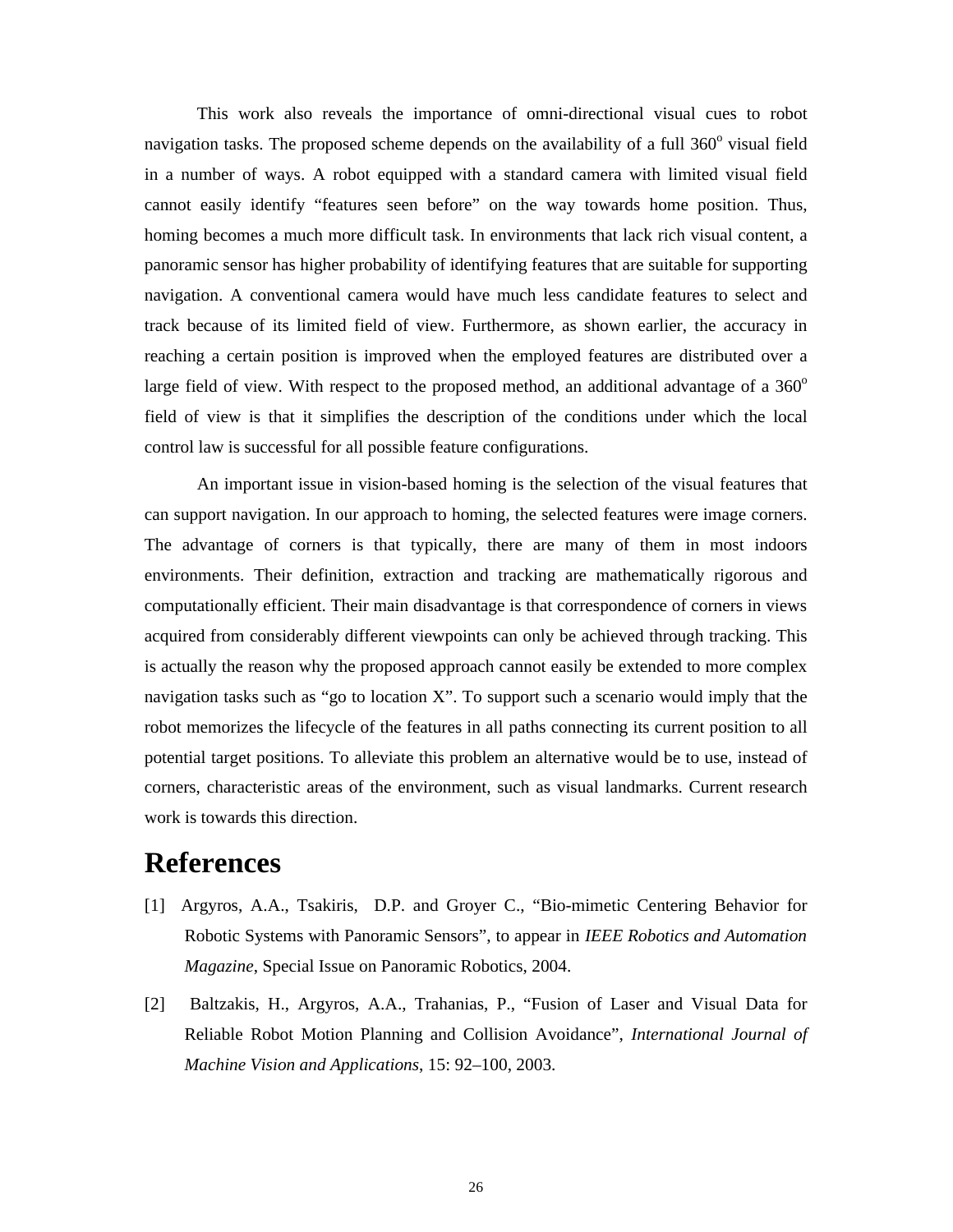This work also reveals the importance of omni-directional visual cues to robot navigation tasks. The proposed scheme depends on the availability of a full $360^o$ visual field in a number of ways. A robot equipped with a standard camera with limited visual field cannot easily identify "features seen before" on the way towards home position. Thus, homing becomes a much more difficult task. In environments that lack rich visual content, a panoramic sensor has higher probability of identifying features that are suitable for supporting navigation. A conventional camera would have much less candidate features to select and track because of its limited field of view. Furthermore, as shown earlier, the accuracy in reaching a certain position is improved when the employed features are distributed over a large field of view. With respect to the proposed method, an additional advantage of a $360^o$ field of view is that it simplifies the description of the conditions under which the local control law is successful for all possible feature configurations.

An important issue in vision-based homing is the selection of the visual features that can support navigation. In our approach to homing, the selected features were image corners. The advantage of corners is that typically, there are many of them in most indoors environments. Their definition, extraction and tracking are mathematically rigorous and computationally efficient. Their main disadvantage is that correspondence of corners in views acquired from considerably different viewpoints can only be achieved through tracking. This is actually the reason why the proposed approach cannot easily be extended to more complex navigation tasks such as "go to location X". To support such a scenario would imply that the robot memorizes the lifecycle of the features in all paths connecting its current position to all potential target positions. To alleviate this problem an alternative would be to use, instead of corners, characteristic areas of the environment, such as visual landmarks. Current research work is towards this direction.

# References

[1] Argyros, A.A., Tsakiris, D.P. and Groyer C., "Bio-mimetic Centering Behavior for Robotic Systems with Panoramic Sensors", to appear in *IEEE Robotics and Automation Magazine*, Special Issue on Panoramic Robotics, 2004.

[2] Baltzakis, H., Argyros, A.A., Trahanias, P., "Fusion of Laser and Visual Data for Reliable Robot Motion Planning and Collision Avoidance", *International Journal of Machine Vision and Applications*, 15: 92–100, 2003.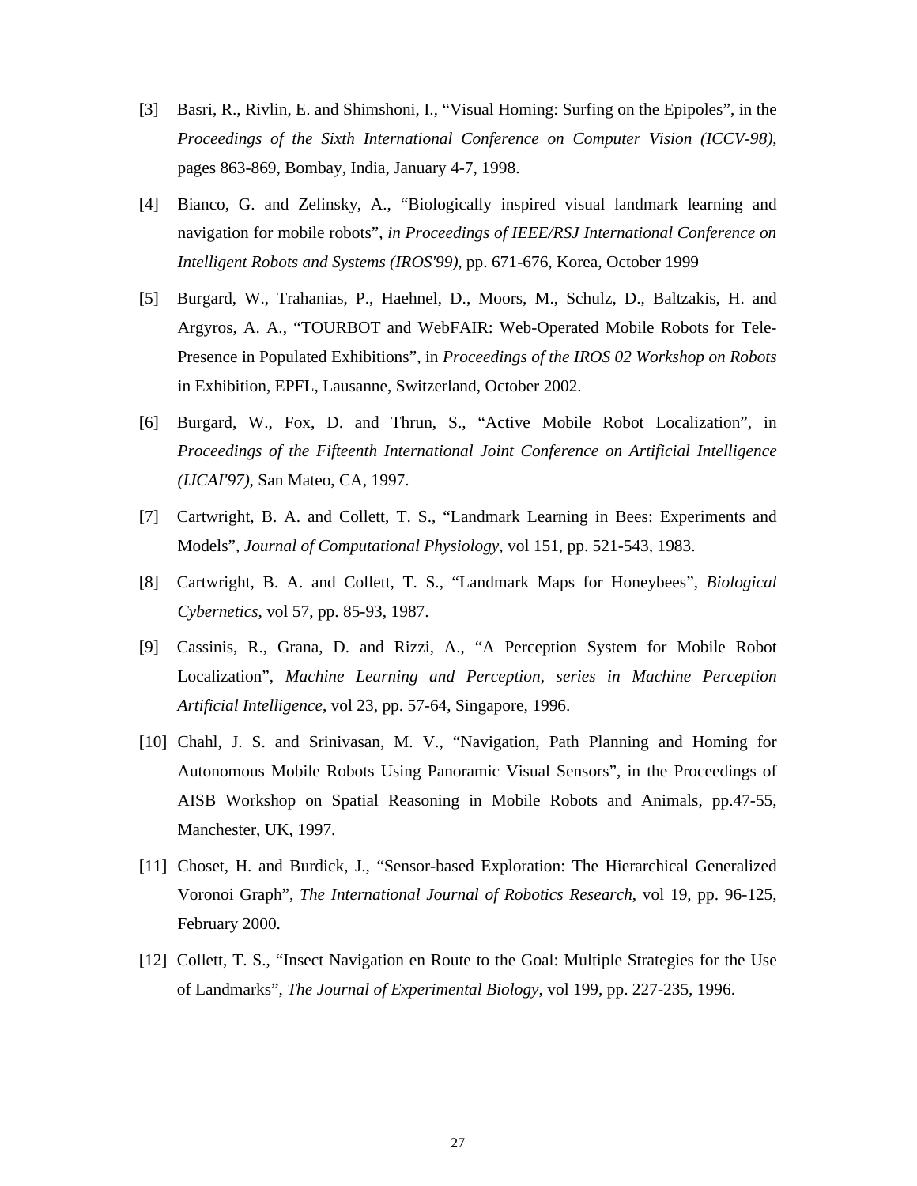[3] Basri, R., Rivlin, E. and Shimshoni, I., "Visual Homing: Surfing on the Epipoles", in the *Proceedings of the Sixth International Conference on Computer Vision (ICCV-98)*, pages 863-869, Bombay, India, January 4-7, 1998.

[4] Bianco, G. and Zelinsky, A., "Biologically inspired visual landmark learning and navigation for mobile robots", *in Proceedings of IEEE/RSJ International Conference on Intelligent Robots and Systems (IROS'99)*, pp. 671-676, Korea, October 1999

[5] Burgard, W., Trahanias, P., Haehnel, D., Moors, M., Schulz, D., Baltzakis, H. and Argyros, A. A., "TOURBOT and WebFAIR: Web-Operated Mobile Robots for Tele-Presence in Populated Exhibitions", in *Proceedings of the IROS 02 Workshop on Robots* in Exhibition, EPFL, Lausanne, Switzerland, October 2002.

[6] Burgard, W., Fox, D. and Thrun, S., "Active Mobile Robot Localization", in *Proceedings of the Fifteenth International Joint Conference on Artificial Intelligence (IJCAI'97)*, San Mateo, CA, 1997.

[7] Cartwright, B. A. and Collett, T. S., "Landmark Learning in Bees: Experiments and Models", *Journal of Computational Physiology*, vol 151, pp. 521-543, 1983.

[8] Cartwright, B. A. and Collett, T. S., "Landmark Maps for Honeybees", *Biological Cybernetics*, vol 57, pp. 85-93, 1987.

[9] Cassinis, R., Grana, D. and Rizzi, A., "A Perception System for Mobile Robot Localization", *Machine Learning and Perception, series in Machine Perception Artificial Intelligence*, vol 23, pp. 57-64, Singapore, 1996.

[10] Chahl, J. S. and Srinivasan, M. V., "Navigation, Path Planning and Homing for Autonomous Mobile Robots Using Panoramic Visual Sensors", in the Proceedings of AISB Workshop on Spatial Reasoning in Mobile Robots and Animals, pp.47-55, Manchester, UK, 1997.

[11] Choset, H. and Burdick, J., "Sensor-based Exploration: The Hierarchical Generalized Voronoi Graph", *The International Journal of Robotics Research*, vol 19, pp. 96-125, February 2000.

[12] Collett, T. S., "Insect Navigation en Route to the Goal: Multiple Strategies for the Use of Landmarks", *The Journal of Experimental Biology*, vol 199, pp. 227-235, 1996.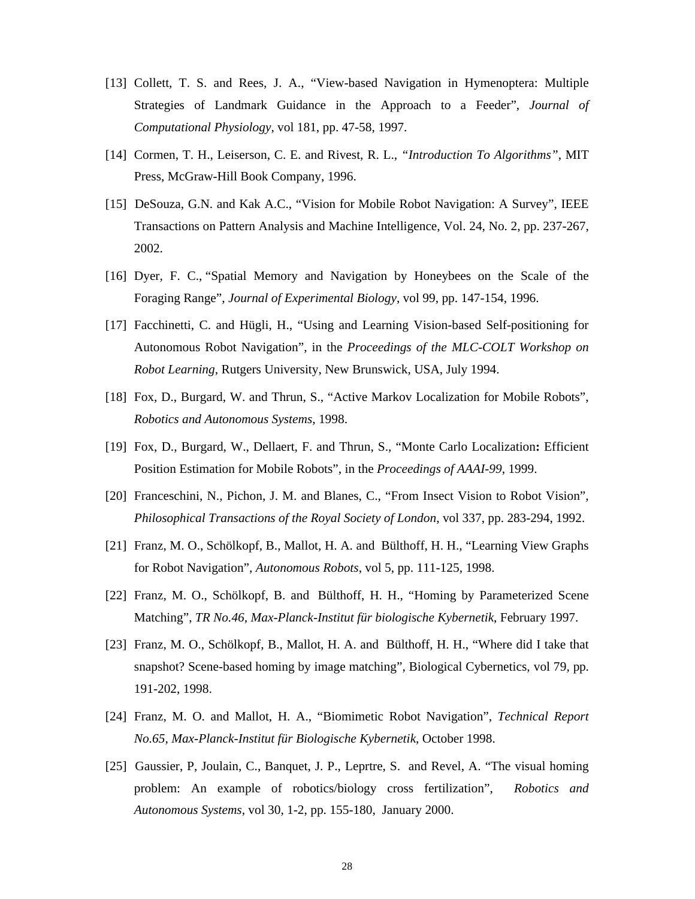[13] Collett, T. S. and Rees, J. A., "View-based Navigation in Hymenoptera: Multiple Strategies of Landmark Guidance in the Approach to a Feeder", *Journal of Computational Physiology*, vol 181, pp. 47-58, 1997.

[14] Cormen, T. H., Leiserson, C. E. and Rivest, R. L., *"Introduction To Algorithms"*, MIT Press, McGraw-Hill Book Company, 1996.

[15] DeSouza, G.N. and Kak A.C., "Vision for Mobile Robot Navigation: A Survey", IEEE Transactions on Pattern Analysis and Machine Intelligence, Vol. 24, No. 2, pp. 237-267, 2002.

[16] Dyer, F. C., "Spatial Memory and Navigation by Honeybees on the Scale of the Foraging Range", *Journal of Experimental Biology*, vol 99, pp. 147-154, 1996.

[17] Facchinetti, C. and Hügli, H., "Using and Learning Vision-based Self-positioning for Autonomous Robot Navigation", in the *Proceedings of the MLC-COLT Workshop on Robot Learning*, Rutgers University, New Brunswick, USA, July 1994.

[18] Fox, D., Burgard, W. and Thrun, S., "Active Markov Localization for Mobile Robots", *Robotics and Autonomous Systems*, 1998.

[19] Fox, D., Burgard, W., Dellaert, F. and Thrun, S., "Monte Carlo Localization**:** Efficient Position Estimation for Mobile Robots", in the *Proceedings of AAAI-99*, 1999.

[20] Franceschini, N., Pichon, J. M. and Blanes, C., "From Insect Vision to Robot Vision", *Philosophical Transactions of the Royal Society of London*, vol 337, pp. 283-294, 1992.

[21] Franz, M. O., Schölkopf, B., Mallot, H. A. and Bülthoff, H. H., "Learning View Graphs for Robot Navigation", *Autonomous Robots*, vol 5, pp. 111-125, 1998.

[22] Franz, M. O., Schölkopf, B. and Bülthoff, H. H., "Homing by Parameterized Scene Matching", *TR No.46, Max-Planck-Institut für biologische Kybernetik*, February 1997.

[23] Franz, M. O., Schölkopf, B., Mallot, H. A. and Bülthoff, H. H., "Where did I take that snapshot? Scene-based homing by image matching", Biological Cybernetics, vol 79, pp. 191-202, 1998.

[24] Franz, M. O. and Mallot, H. A., "Biomimetic Robot Navigation", *Technical Report No.65, Max-Planck-Institut für Biologische Kybernetik*, October 1998.

[25] Gaussier, P, Joulain, C., Banquet, J. P., Leprtre, S. and Revel, A. "The visual homing problem: An example of robotics/biology cross fertilization", *Robotics and Autonomous Systems*, vol 30, 1-2, pp. 155-180, January 2000.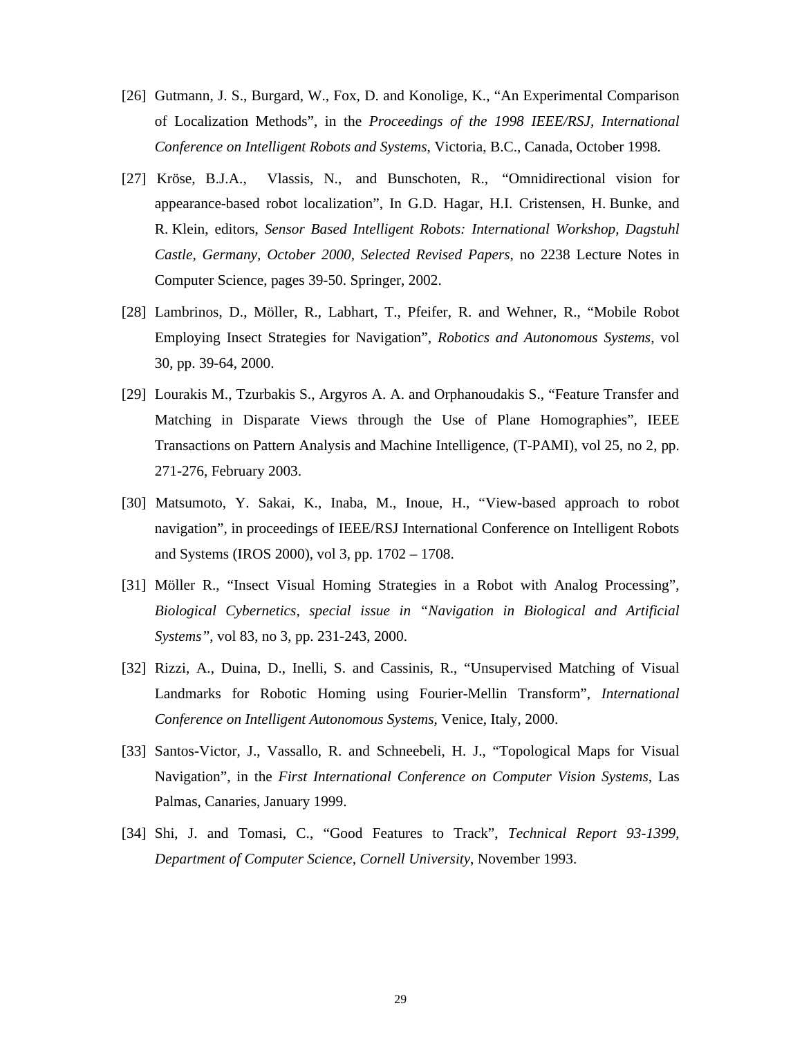[26] Gutmann, J. S., Burgard, W., Fox, D. and Konolige, K., “An Experimental Comparison of Localization Methods”, in the *Proceedings of the 1998 IEEE/RSJ, International Conference on Intelligent Robots and Systems*, Victoria, B.C., Canada, October 1998.

[27] Kröse, B.J.A., Vlassis, N., and Bunschoten, R., “Omnidirectional vision for appearance-based robot localization”, In G.D. Hagar, H.I. Cristensen, H. Bunke, and R. Klein, editors, *Sensor Based Intelligent Robots: International Workshop, Dagstuhl Castle, Germany, October 2000, Selected Revised Papers*, no 2238 Lecture Notes in Computer Science, pages 39-50. Springer, 2002.

[28] Lambrinos, D., Möller, R., Labhart, T., Pfeifer, R. and Wehner, R., “Mobile Robot Employing Insect Strategies for Navigation”, *Robotics and Autonomous Systems*, vol 30, pp. 39-64, 2000.

[29] Lourakis M., Tzurbakis S., Argyros A. A. and Orphanoudakis S., “Feature Transfer and Matching in Disparate Views through the Use of Plane Homographies”, IEEE Transactions on Pattern Analysis and Machine Intelligence, (T-PAMI), vol 25, no 2, pp. 271-276, February 2003.

[30] Matsumoto, Y. Sakai, K., Inaba, M., Inoue, H., “View-based approach to robot navigation”, in proceedings of IEEE/RSJ International Conference on Intelligent Robots and Systems (IROS 2000), vol 3, pp. 1702 – 1708.

[31] Möller R., “Insect Visual Homing Strategies in a Robot with Analog Processing”, *Biological Cybernetics, special issue in “Navigation in Biological and Artificial Systems”*, vol 83, no 3, pp. 231-243, 2000.

[32] Rizzi, A., Duina, D., Inelli, S. and Cassinis, R., “Unsupervised Matching of Visual Landmarks for Robotic Homing using Fourier-Mellin Transform”, *International Conference on Intelligent Autonomous Systems*, Venice, Italy, 2000.

[33] Santos-Victor, J., Vassallo, R. and Schneebeli, H. J., “Topological Maps for Visual Navigation”, in the *First International Conference on Computer Vision Systems*, Las Palmas, Canaries, January 1999.

[34] Shi, J. and Tomasi, C., “Good Features to Track”, *Technical Report 93-1399, Department of Computer Science, Cornell University*, November 1993.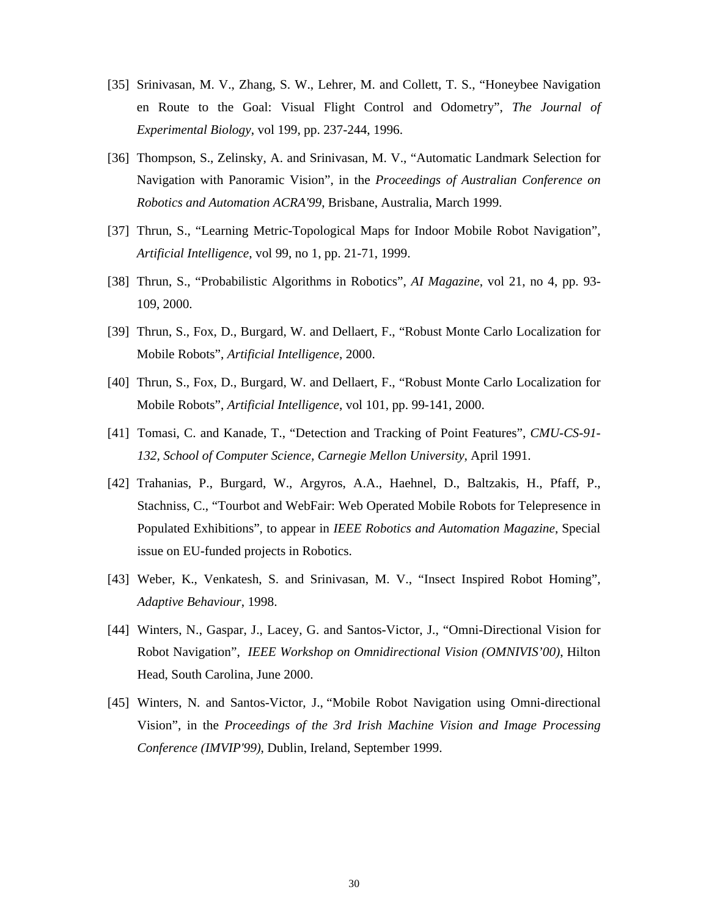[35] Srinivasan, M. V., Zhang, S. W., Lehrer, M. and Collett, T. S., “Honeybee Navigation en Route to the Goal: Visual Flight Control and Odometry”, *The Journal of Experimental Biology*, vol 199, pp. 237-244, 1996.

[36] Thompson, S., Zelinsky, A. and Srinivasan, M. V., “Automatic Landmark Selection for Navigation with Panoramic Vision”, in the *Proceedings of Australian Conference on Robotics and Automation ACRA'99*, Brisbane, Australia, March 1999.

[37] Thrun, S., “Learning Metric-Topological Maps for Indoor Mobile Robot Navigation”, *Artificial Intelligence*, vol 99, no 1, pp. 21-71, 1999.

[38] Thrun, S., “Probabilistic Algorithms in Robotics”, *AI Magazine*, vol 21, no 4, pp. 93-109, 2000.

[39] Thrun, S., Fox, D., Burgard, W. and Dellaert, F., “Robust Monte Carlo Localization for Mobile Robots”, *Artificial Intelligence*, 2000.

[40] Thrun, S., Fox, D., Burgard, W. and Dellaert, F., “Robust Monte Carlo Localization for Mobile Robots”, *Artificial Intelligence*, vol 101, pp. 99-141, 2000.

[41] Tomasi, C. and Kanade, T., “Detection and Tracking of Point Features”, *CMU-CS-91-132, School of Computer Science, Carnegie Mellon University*, April 1991.

[42] Trahanias, P., Burgard, W., Argyros, A.A., Haehnel, D., Baltzakis, H., Pfaff, P., Stachniss, C., “Tourbot and WebFair: Web Operated Mobile Robots for Telepresence in Populated Exhibitions”, to appear in *IEEE Robotics and Automation Magazine*, Special issue on EU-funded projects in Robotics.

[43] Weber, K., Venkatesh, S. and Srinivasan, M. V., “Insect Inspired Robot Homing”, *Adaptive Behaviour*, 1998.

[44] Winters, N., Gaspar, J., Lacey, G. and Santos-Victor, J., “Omni-Directional Vision for Robot Navigation”, *IEEE Workshop on Omnidirectional Vision (OMNIVIS’00)*, Hilton Head, South Carolina, June 2000.

[45] Winters, N. and Santos-Victor, J., “Mobile Robot Navigation using Omni-directional Vision”, in the *Proceedings of the 3rd Irish Machine Vision and Image Processing Conference (IMVIP'99)*, Dublin, Ireland, September 1999.